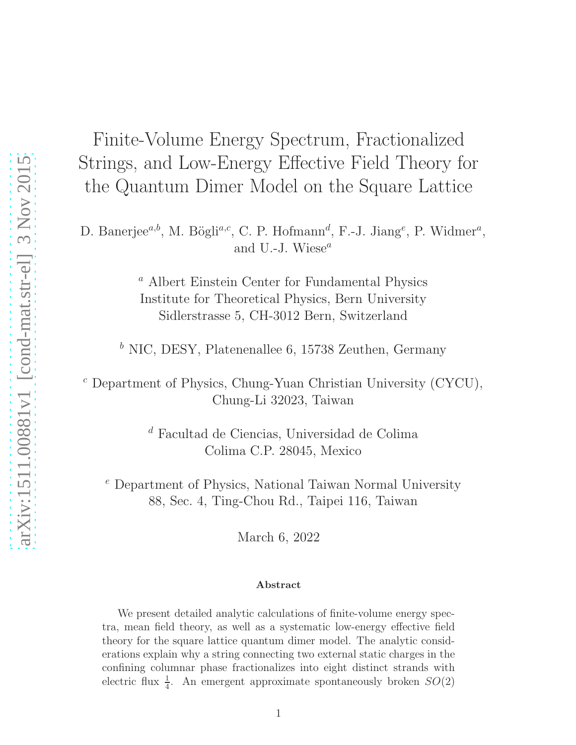# Finite-Volume Energy Spectrum, Fractionalized Strings, and Low-Energy Effective Field Theory for the Quantum Dimer Model on the Square Lattice

D. Banerjee[a,b], M. Bögli[a,c], C. P. Hofmann[d], F.-J. Jiang[e], P. Widmer[a], and U.-J. Wiese[a]

[a] Albert Einstein Center for Fundamental Physics
Institute for Theoretical Physics, Bern University
Sidlerstrasse 5, CH-3012 Bern, Switzerland

[b] NIC, DESY, Platenenallee 6, 15738 Zeuthen, Germany

[c] Department of Physics, Chung-Yuan Christian University (CYCU), Chung-Li 32023, Taiwan

[d] Facultad de Ciencias, Universidad de Colima
Colima C.P. 28045, Mexico

[e] Department of Physics, National Taiwan Normal University
88, Sec. 4, Ting-Chou Rd., Taipei 116, Taiwan

March 6, 2022

### Abstract

We present detailed analytic calculations of finite-volume energy spectra, mean field theory, as well as a systematic low-energy effective field theory for the square lattice quantum dimer model. The analytic considerations explain why a string connecting two external static charges in the confining columnar phase fractionalizes into eight distinct strands with electric flux $\frac{1}{4}$. An emergent approximate spontaneously broken $SO(2)$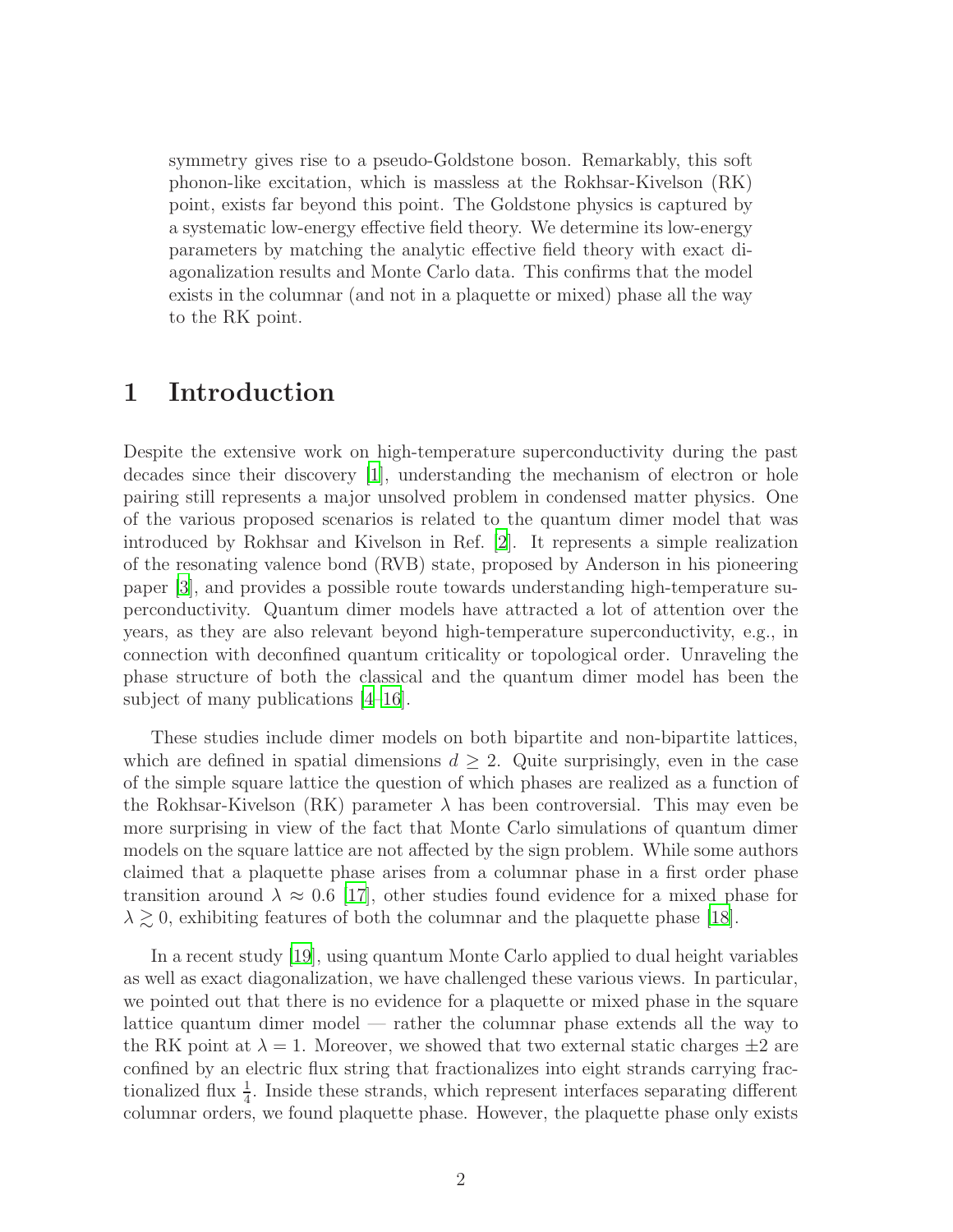symmetry gives rise to a pseudo-Goldstone boson. Remarkably, this soft phonon-like excitation, which is massless at the Rokhsar-Kivelson (RK) point, exists far beyond this point. The Goldstone physics is captured by a systematic low-energy effective field theory. We determine its low-energy parameters by matching the analytic effective field theory with exact diagonalization results and Monte Carlo data. This confirms that the model exists in the columnar (and not in a plaquette or mixed) phase all the way to the RK point.

# 1 Introduction

Despite the extensive work on high-temperature superconductivity during the past decades since their discovery [1], understanding the mechanism of electron or hole pairing still represents a major unsolved problem in condensed matter physics. One of the various proposed scenarios is related to the quantum dimer model that was introduced by Rokhsar and Kivelson in Ref. [2]. It represents a simple realization of the resonating valence bond (RVB) state, proposed by Anderson in his pioneering paper [3], and provides a possible route towards understanding high-temperature superconductivity. Quantum dimer models have attracted a lot of attention over the years, as they are also relevant beyond high-temperature superconductivity, e.g., in connection with deconfined quantum criticality or topological order. Unraveling the phase structure of both the classical and the quantum dimer model has been the subject of many publications [4–16].

These studies include dimer models on both bipartite and non-bipartite lattices, which are defined in spatial dimensions $d \geq 2$. Quite surprisingly, even in the case of the simple square lattice the question of which phases are realized as a function of the Rokhsar-Kivelson (RK) parameter $\lambda$ has been controversial. This may even be more surprising in view of the fact that Monte Carlo simulations of quantum dimer models on the square lattice are not affected by the sign problem. While some authors claimed that a plaquette phase arises from a columnar phase in a first order phase transition around $\lambda \approx 0.6$ [17], other studies found evidence for a mixed phase for $\lambda \gtrsim 0$, exhibiting features of both the columnar and the plaquette phase [18].

In a recent study [19], using quantum Monte Carlo applied to dual height variables as well as exact diagonalization, we have challenged these various views. In particular, we pointed out that there is no evidence for a plaquette or mixed phase in the square lattice quantum dimer model — rather the columnar phase extends all the way to the RK point at $\lambda = 1$. Moreover, we showed that two external static charges $\pm 2$ are confined by an electric flux string that fractionalizes into eight strands carrying fractionalized flux $\frac{1}{4}$. Inside these strands, which represent interfaces separating different columnar orders, we found plaquette phase. However, the plaquette phase only exists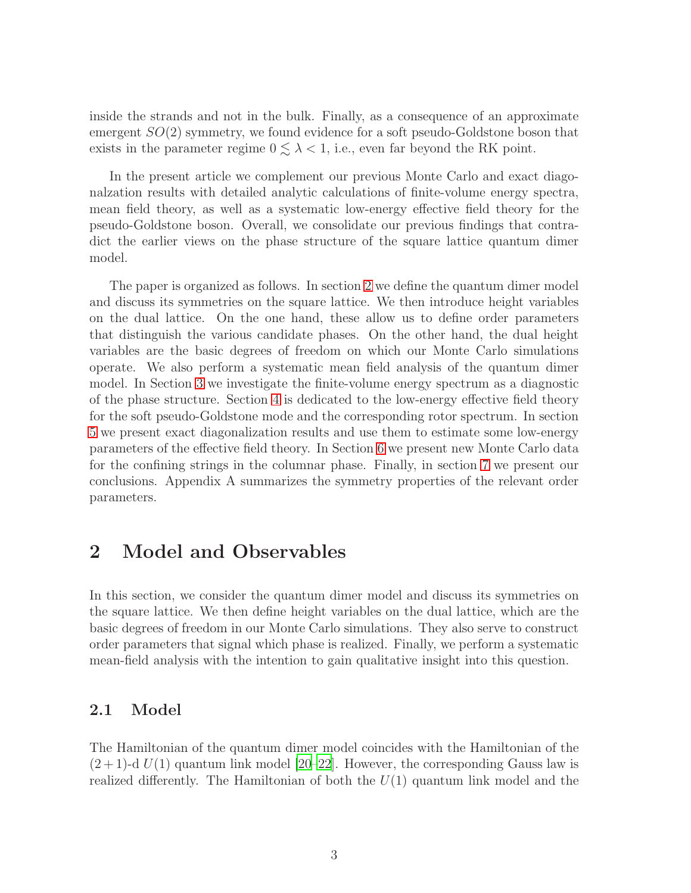inside the strands and not in the bulk. Finally, as a consequence of an approximate emergent $SO(2)$ symmetry, we found evidence for a soft pseudo-Goldstone boson that exists in the parameter regime $0 \lesssim \lambda < 1$, i.e., even far beyond the RK point.

In the present article we complement our previous Monte Carlo and exact diagonalzation results with detailed analytic calculations of finite-volume energy spectra, mean field theory, as well as a systematic low-energy effective field theory for the pseudo-Goldstone boson. Overall, we consolidate our previous findings that contradict the earlier views on the phase structure of the square lattice quantum dimer model.

The paper is organized as follows. In section 2 we define the quantum dimer model and discuss its symmetries on the square lattice. We then introduce height variables on the dual lattice. On the one hand, these allow us to define order parameters that distinguish the various candidate phases. On the other hand, the dual height variables are the basic degrees of freedom on which our Monte Carlo simulations operate. We also perform a systematic mean field analysis of the quantum dimer model. In Section 3 we investigate the finite-volume energy spectrum as a diagnostic of the phase structure. Section 4 is dedicated to the low-energy effective field theory for the soft pseudo-Goldstone mode and the corresponding rotor spectrum. In section 5 we present exact diagonalization results and use them to estimate some low-energy parameters of the effective field theory. In Section 6 we present new Monte Carlo data for the confining strings in the columnar phase. Finally, in section 7 we present our conclusions. Appendix A summarizes the symmetry properties of the relevant order parameters.

# 2 Model and Observables

In this section, we consider the quantum dimer model and discuss its symmetries on the square lattice. We then define height variables on the dual lattice, which are the basic degrees of freedom in our Monte Carlo simulations. They also serve to construct order parameters that signal which phase is realized. Finally, we perform a systematic mean-field analysis with the intention to gain qualitative insight into this question.

## 2.1 Model

The Hamiltonian of the quantum dimer model coincides with the Hamiltonian of the $(2+1)$-d $U(1)$ quantum link model [20–22]. However, the corresponding Gauss law is realized differently. The Hamiltonian of both the $U(1)$ quantum link model and the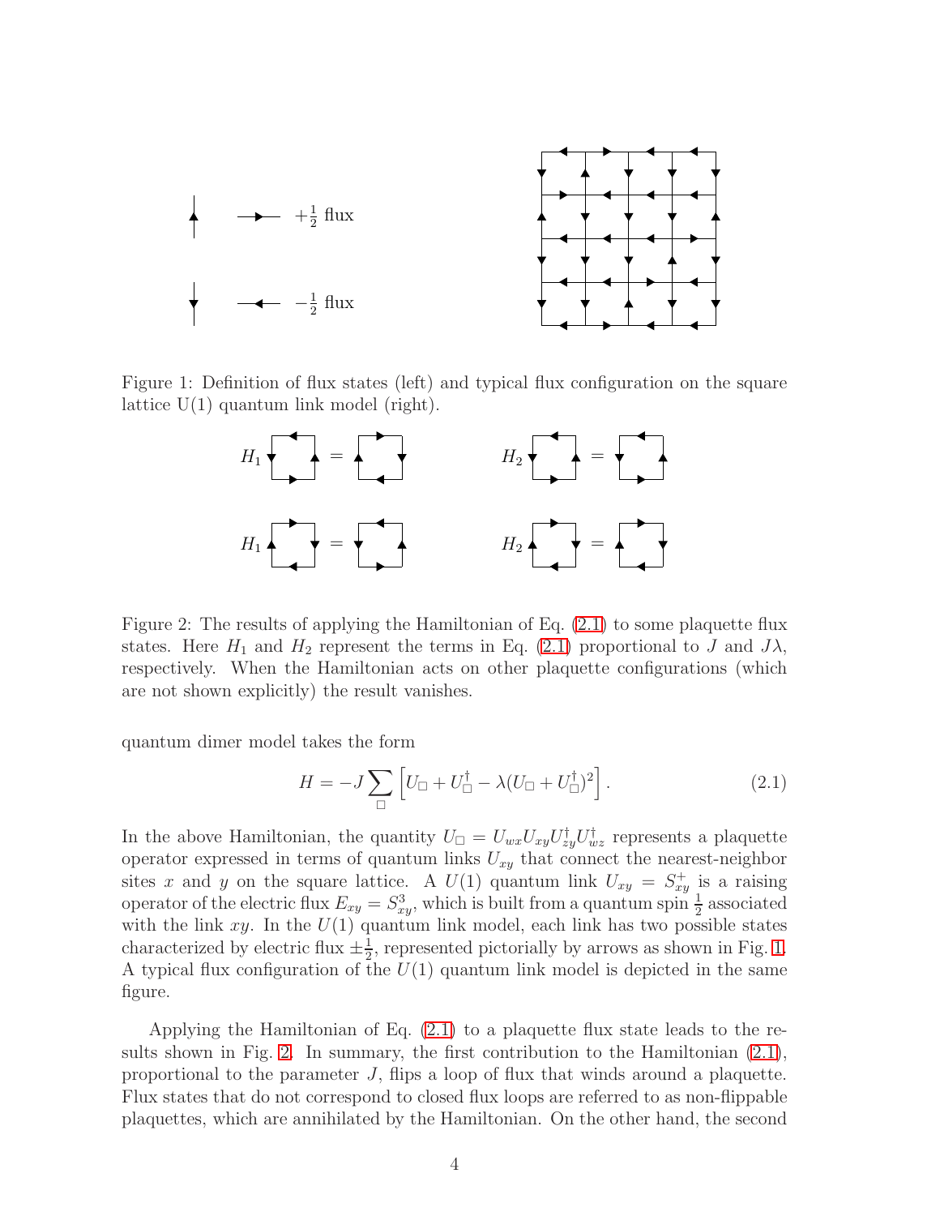Figure 1: Definition of flux states (left) and typical flux configuration on the square lattice U(1) quantum link model (right).

Figure 2: The results of applying the Hamiltonian of Eq. (2.1) to some plaquette flux states. Here $H_1$ and $H_2$ represent the terms in Eq. (2.1) proportional to $J$ and $J\lambda$, respectively. When the Hamiltonian acts on other plaquette configurations (which are not shown explicitly) the result vanishes.

quantum dimer model takes the form

$$H = -J \sum_{\square} \left[ U_{\square} + U_{\square}^{\dagger} - \lambda (U_{\square} + U_{\square}^{\dagger})^2 \right]. \tag{2.1}$$

In the above Hamiltonian, the quantity $U_{\square} = U_{wx} U_{xy} U_{zy}^{\dagger} U_{wz}^{\dagger}$ represents a plaquette operator expressed in terms of quantum links $U_{xy}$ that connect the nearest-neighbor sites $x$ and $y$ on the square lattice. A $U(1)$ quantum link $U_{xy} = S_{xy}^{+}$ is a raising operator of the electric flux $E_{xy} = S_{xy}^{3}$, which is built from a quantum spin $\frac{1}{2}$ associated with the link $xy$. In the $U(1)$ quantum link model, each link has two possible states characterized by electric flux $\pm\frac{1}{2}$, represented pictorially by arrows as shown in Fig. 1. A typical flux configuration of the $U(1)$ quantum link model is depicted in the same figure.

Applying the Hamiltonian of Eq. (2.1) to a plaquette flux state leads to the results shown in Fig. 2. In summary, the first contribution to the Hamiltonian (2.1), proportional to the parameter $J$, flips a loop of flux that winds around a plaquette. Flux states that do not correspond to closed flux loops are referred to as non-flippable plaquettes, which are annihilated by the Hamiltonian. On the other hand, the second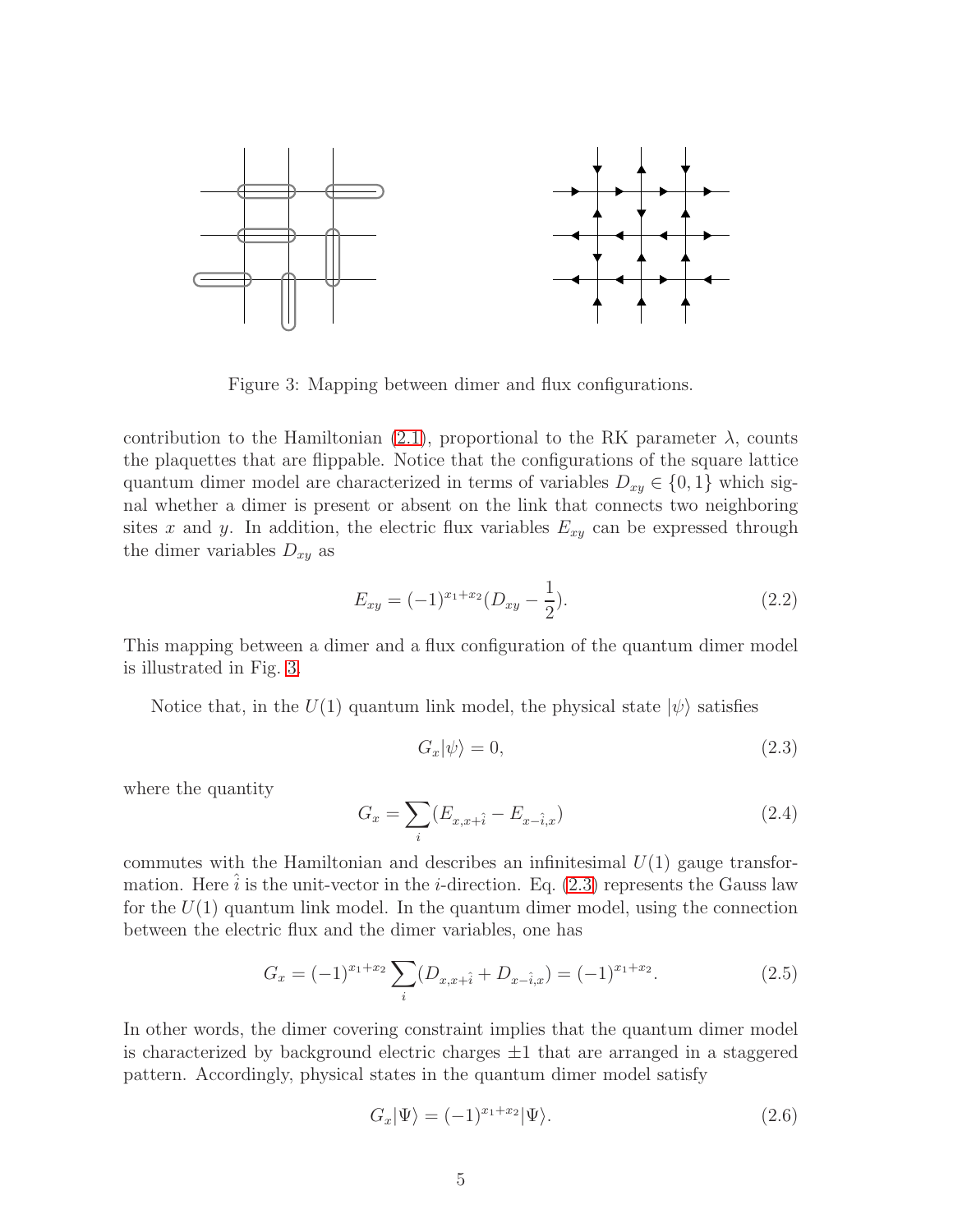Figure 3: Mapping between dimer and flux configurations.

contribution to the Hamiltonian (2.1), proportional to the RK parameter $\lambda$, counts the plaquettes that are flippable. Notice that the configurations of the square lattice quantum dimer model are characterized in terms of variables $D_{xy} \in \{0, 1\}$ which signal whether a dimer is present or absent on the link that connects two neighboring sites $x$ and $y$. In addition, the electric flux variables $E_{xy}$ can be expressed through the dimer variables $D_{xy}$ as

$$E_{xy} = (-1)^{x_1+x_2}(D_{xy} - \frac{1}{2}). \tag{2.2}$$

This mapping between a dimer and a flux configuration of the quantum dimer model is illustrated in Fig. 3.

Notice that, in the $U(1)$ quantum link model, the physical state $|\psi\rangle$ satisfies

$$G_x|\psi\rangle = 0, \tag{2.3}$$

where the quantity

$$G_x = \sum_i (E_{x,x+\hat{i}} - E_{x-\hat{i},x}) \tag{2.4}$$

commutes with the Hamiltonian and describes an infinitesimal $U(1)$ gauge transformation. Here $\hat{i}$ is the unit-vector in the $i$-direction. Eq. (2.3) represents the Gauss law for the $U(1)$ quantum link model. In the quantum dimer model, using the connection between the electric flux and the dimer variables, one has

$$G_x = (-1)^{x_1+x_2} \sum_i (D_{x,x+\hat{i}} + D_{x-\hat{i},x}) = (-1)^{x_1+x_2}. \tag{2.5}$$

In other words, the dimer covering constraint implies that the quantum dimer model is characterized by background electric charges $\pm 1$ that are arranged in a staggered pattern. Accordingly, physical states in the quantum dimer model satisfy

$$G_x|\Psi\rangle = (-1)^{x_1+x_2}|\Psi\rangle. \tag{2.6}$$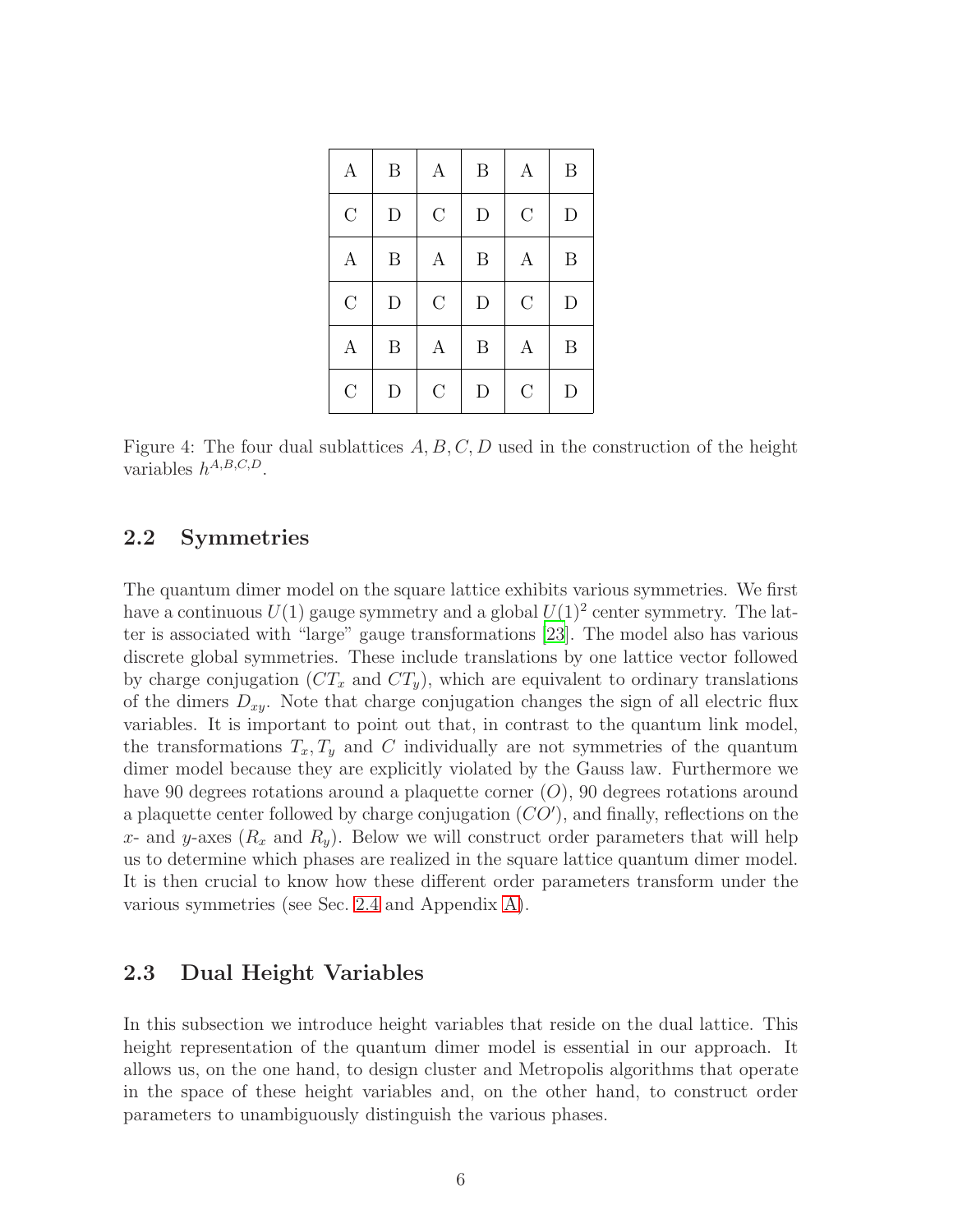| A | B | A | B | A | B |
|---|---|---|---|---|---|
| C | D | C | D | C | D |
| A | B | A | B | A | B |
| C | D | C | D | C | D |
| A | B | A | B | A | B |
| C | D | C | D | C | D |

Figure 4: The four dual sublattices $A, B, C, D$ used in the construction of the height variables $h^{A,B,C,D}$.

## 2.2 Symmetries

The quantum dimer model on the square lattice exhibits various symmetries. We first have a continuous $U(1)$ gauge symmetry and a global $U(1)^2$ center symmetry. The latter is associated with "large" gauge transformations [23]. The model also has various discrete global symmetries. These include translations by one lattice vector followed by charge conjugation ($CT_x$ and $CT_y$), which are equivalent to ordinary translations of the dimers $D_{xy}$. Note that charge conjugation changes the sign of all electric flux variables. It is important to point out that, in contrast to the quantum link model, the transformations $T_x, T_y$ and $C$ individually are not symmetries of the quantum dimer model because they are explicitly violated by the Gauss law. Furthermore we have 90 degrees rotations around a plaquette corner ($O$), 90 degrees rotations around a plaquette center followed by charge conjugation ($CO'$), and finally, reflections on the $x$- and $y$-axes ($R_x$ and $R_y$). Below we will construct order parameters that will help us to determine which phases are realized in the square lattice quantum dimer model. It is then crucial to know how these different order parameters transform under the various symmetries (see Sec. 2.4 and Appendix A).

## 2.3 Dual Height Variables

In this subsection we introduce height variables that reside on the dual lattice. This height representation of the quantum dimer model is essential in our approach. It allows us, on the one hand, to design cluster and Metropolis algorithms that operate in the space of these height variables and, on the other hand, to construct order parameters to unambiguously distinguish the various phases.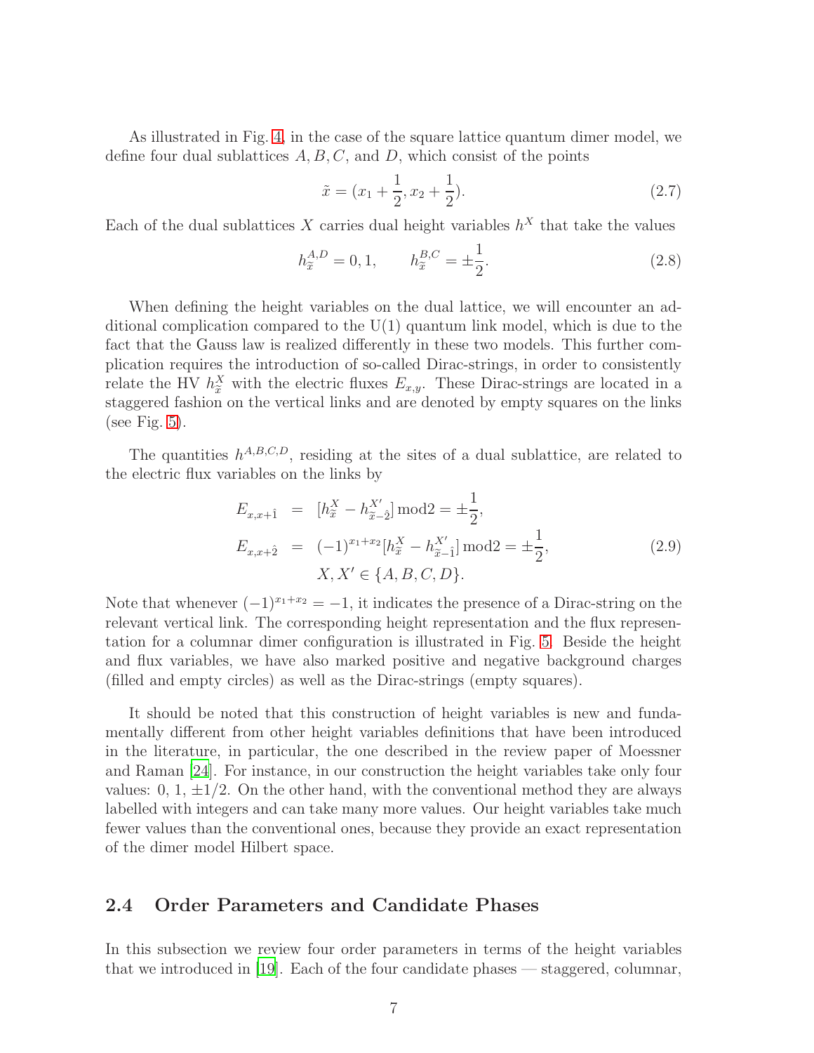As illustrated in Fig. 4, in the case of the square lattice quantum dimer model, we define four dual sublattices $A, B, C$, and $D$, which consist of the points

$$\tilde{x} = (x_1 + \frac{1}{2}, x_2 + \frac{1}{2}). \tag{2.7}$$

Each of the dual sublattices $X$ carries dual height variables $h^X$ that take the values

$$h^{A,D}_{\tilde{x}} = 0, 1, \qquad h^{B,C}_{\tilde{x}} = \pm\frac{1}{2}. \tag{2.8}$$

When defining the height variables on the dual lattice, we will encounter an additional complication compared to the U(1) quantum link model, which is due to the fact that the Gauss law is realized differently in these two models. This further complication requires the introduction of so-called Dirac-strings, in order to consistently relate the HV $h^X_{\tilde{x}}$ with the electric fluxes $E_{x,y}$. These Dirac-strings are located in a staggered fashion on the vertical links and are denoted by empty squares on the links (see Fig. 5).

The quantities $h^{A,B,C,D}$, residing at the sites of a dual sublattice, are related to the electric flux variables on the links by

$$\begin{aligned}
E_{x,x+\hat{1}} &= [h^X_{\tilde{x}} - h^{X'}_{\tilde{x}-\hat{2}}] \,\mathrm{mod}2 = \pm\frac{1}{2}, \\
E_{x,x+\hat{2}} &= (-1)^{x_1+x_2}[h^X_{\tilde{x}} - h^{X'}_{\tilde{x}-\hat{1}}] \,\mathrm{mod}2 = \pm\frac{1}{2}, \\
& \quad X, X' \in \{A, B, C, D\}.
\end{aligned} \tag{2.9}$$

Note that whenever $(-1)^{x_1+x_2} = -1$, it indicates the presence of a Dirac-string on the relevant vertical link. The corresponding height representation and the flux representation for a columnar dimer configuration is illustrated in Fig. 5. Beside the height and flux variables, we have also marked positive and negative background charges (filled and empty circles) as well as the Dirac-strings (empty squares).

It should be noted that this construction of height variables is new and fundamentally different from other height variables definitions that have been introduced in the literature, in particular, the one described in the review paper of Moessner and Raman [24]. For instance, in our construction the height variables take only four values: 0, 1, $\pm 1/2$. On the other hand, with the conventional method they are always labelled with integers and can take many more values. Our height variables take much fewer values than the conventional ones, because they provide an exact representation of the dimer model Hilbert space.

## 2.4 Order Parameters and Candidate Phases

In this subsection we review four order parameters in terms of the height variables that we introduced in [19]. Each of the four candidate phases — staggered, columnar,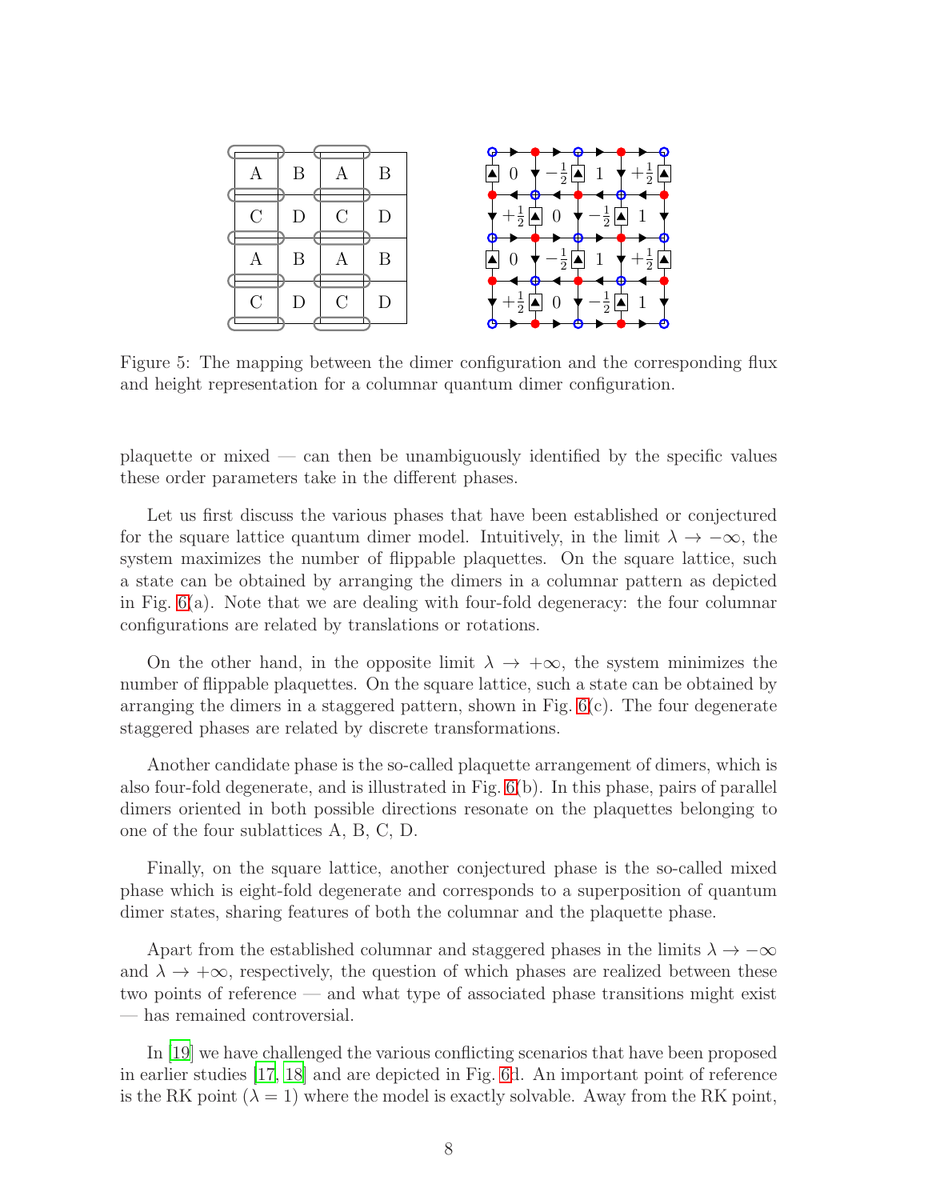Figure 5: The mapping between the dimer configuration and the corresponding flux and height representation for a columnar quantum dimer configuration.

plaquette or mixed — can then be unambiguously identified by the specific values these order parameters take in the different phases.

Let us first discuss the various phases that have been established or conjectured for the square lattice quantum dimer model. Intuitively, in the limit $\lambda \to -\infty$, the system maximizes the number of flippable plaquettes. On the square lattice, such a state can be obtained by arranging the dimers in a columnar pattern as depicted in Fig. 6(a). Note that we are dealing with four-fold degeneracy: the four columnar configurations are related by translations or rotations.

On the other hand, in the opposite limit $\lambda \to +\infty$, the system minimizes the number of flippable plaquettes. On the square lattice, such a state can be obtained by arranging the dimers in a staggered pattern, shown in Fig. 6(c). The four degenerate staggered phases are related by discrete transformations.

Another candidate phase is the so-called plaquette arrangement of dimers, which is also four-fold degenerate, and is illustrated in Fig. 6(b). In this phase, pairs of parallel dimers oriented in both possible directions resonate on the plaquettes belonging to one of the four sublattices A, B, C, D.

Finally, on the square lattice, another conjectured phase is the so-called mixed phase which is eight-fold degenerate and corresponds to a superposition of quantum dimer states, sharing features of both the columnar and the plaquette phase.

Apart from the established columnar and staggered phases in the limits $\lambda \to -\infty$ and $\lambda \to +\infty$, respectively, the question of which phases are realized between these two points of reference — and what type of associated phase transitions might exist — has remained controversial.

In [19] we have challenged the various conflicting scenarios that have been proposed in earlier studies [17, 18] and are depicted in Fig. 6d. An important point of reference is the RK point ($\lambda = 1$) where the model is exactly solvable. Away from the RK point,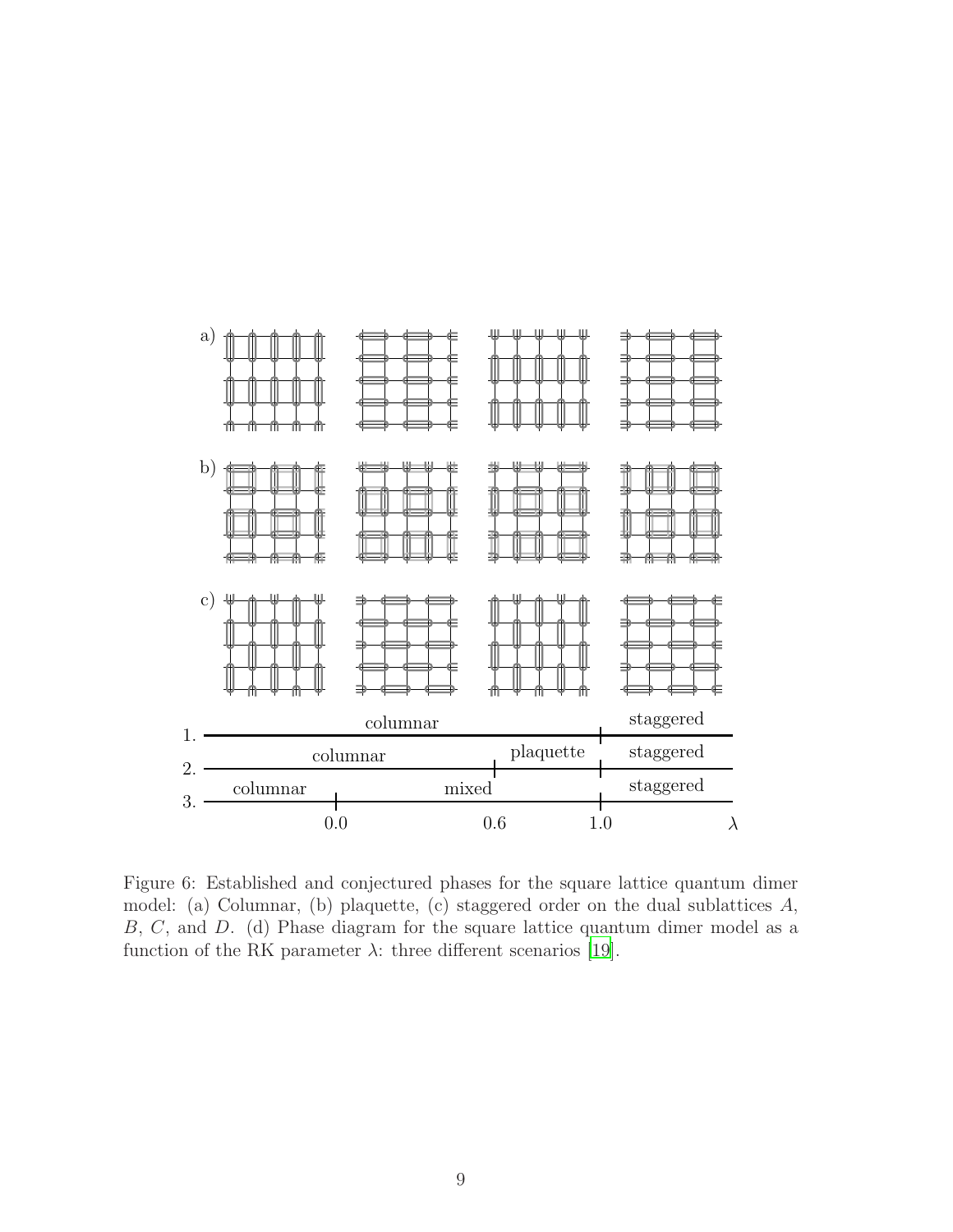Figure 6: Established and conjectured phases for the square lattice quantum dimer model: (a) Columnar, (b) plaquette, (c) staggered order on the dual sublattices $A$, $B$, $C$, and $D$. (d) Phase diagram for the square lattice quantum dimer model as a function of the RK parameter $\lambda$: three different scenarios [19].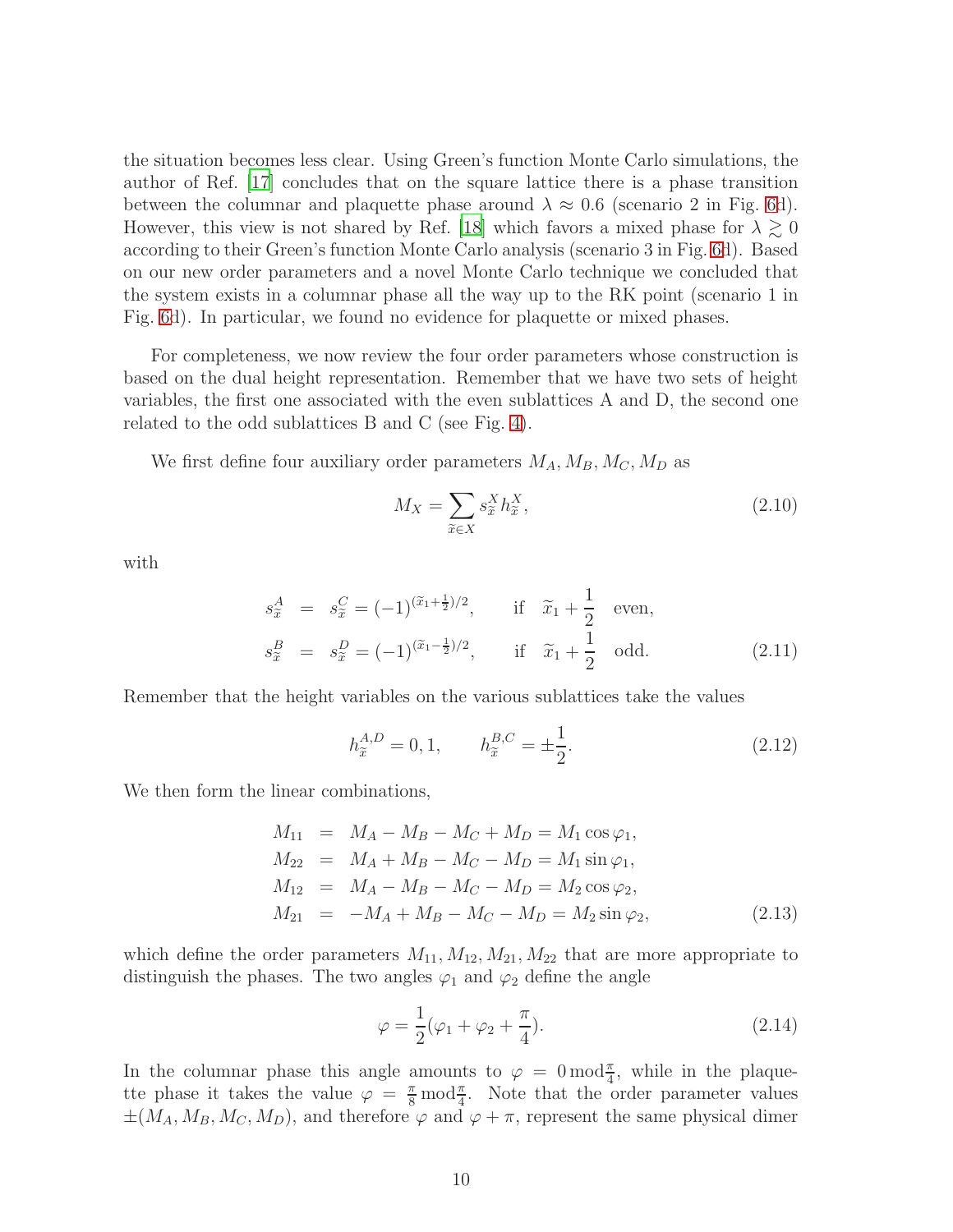the situation becomes less clear. Using Green's function Monte Carlo simulations, the author of Ref. [17] concludes that on the square lattice there is a phase transition between the columnar and plaquette phase around $\lambda \approx 0.6$ (scenario 2 in Fig. 6d). However, this view is not shared by Ref. [18] which favors a mixed phase for $\lambda \gtrsim 0$ according to their Green's function Monte Carlo analysis (scenario 3 in Fig. 6d). Based on our new order parameters and a novel Monte Carlo technique we concluded that the system exists in a columnar phase all the way up to the RK point (scenario 1 in Fig. 6d). In particular, we found no evidence for plaquette or mixed phases.

For completeness, we now review the four order parameters whose construction is based on the dual height representation. Remember that we have two sets of height variables, the first one associated with the even sublattices A and D, the second one related to the odd sublattices B and C (see Fig. 4).

We first define four auxiliary order parameters $M_A, M_B, M_C, M_D$ as

$$M_X = \sum_{\widetilde{x} \in X} s_{\widetilde{x}}^X h_{\widetilde{x}}^X, \tag{2.10}$$

with

$$\begin{aligned} s_{\widetilde{x}}^A &= s_{\widetilde{x}}^C = (-1)^{(\widetilde{x}_1 + \frac{1}{2})/2}, \qquad \text{if} \quad \widetilde{x}_1 + \frac{1}{2} \quad \text{even}, \\ s_{\widetilde{x}}^B &= s_{\widetilde{x}}^D = (-1)^{(\widetilde{x}_1 - \frac{1}{2})/2}, \qquad \text{if} \quad \widetilde{x}_1 + \frac{1}{2} \quad \text{odd}. \end{aligned} \tag{2.11}$$

Remember that the height variables on the various sublattices take the values

$$h_{\widetilde{x}}^{A,D} = 0, 1, \qquad h_{\widetilde{x}}^{B,C} = \pm\frac{1}{2}. \tag{2.12}$$

We then form the linear combinations,

$$\begin{aligned} M_{11} &= M_A - M_B - M_C + M_D = M_1 \cos\varphi_1, \\ M_{22} &= M_A + M_B - M_C - M_D = M_1 \sin\varphi_1, \\ M_{12} &= M_A - M_B - M_C - M_D = M_2 \cos\varphi_2, \\ M_{21} &= -M_A + M_B - M_C - M_D = M_2 \sin\varphi_2, \end{aligned} \tag{2.13}$$

which define the order parameters $M_{11}, M_{12}, M_{21}, M_{22}$ that are more appropriate to distinguish the phases. The two angles $\varphi_1$ and $\varphi_2$ define the angle

$$\varphi = \frac{1}{2}(\varphi_1 + \varphi_2 + \frac{\pi}{4}). \tag{2.14}$$

In the columnar phase this angle amounts to $\varphi = 0 \bmod \frac{\pi}{4}$, while in the plaquette phase it takes the value $\varphi = \frac{\pi}{8} \bmod \frac{\pi}{4}$. Note that the order parameter values $\pm(M_A, M_B, M_C, M_D)$, and therefore $\varphi$ and $\varphi + \pi$, represent the same physical dimer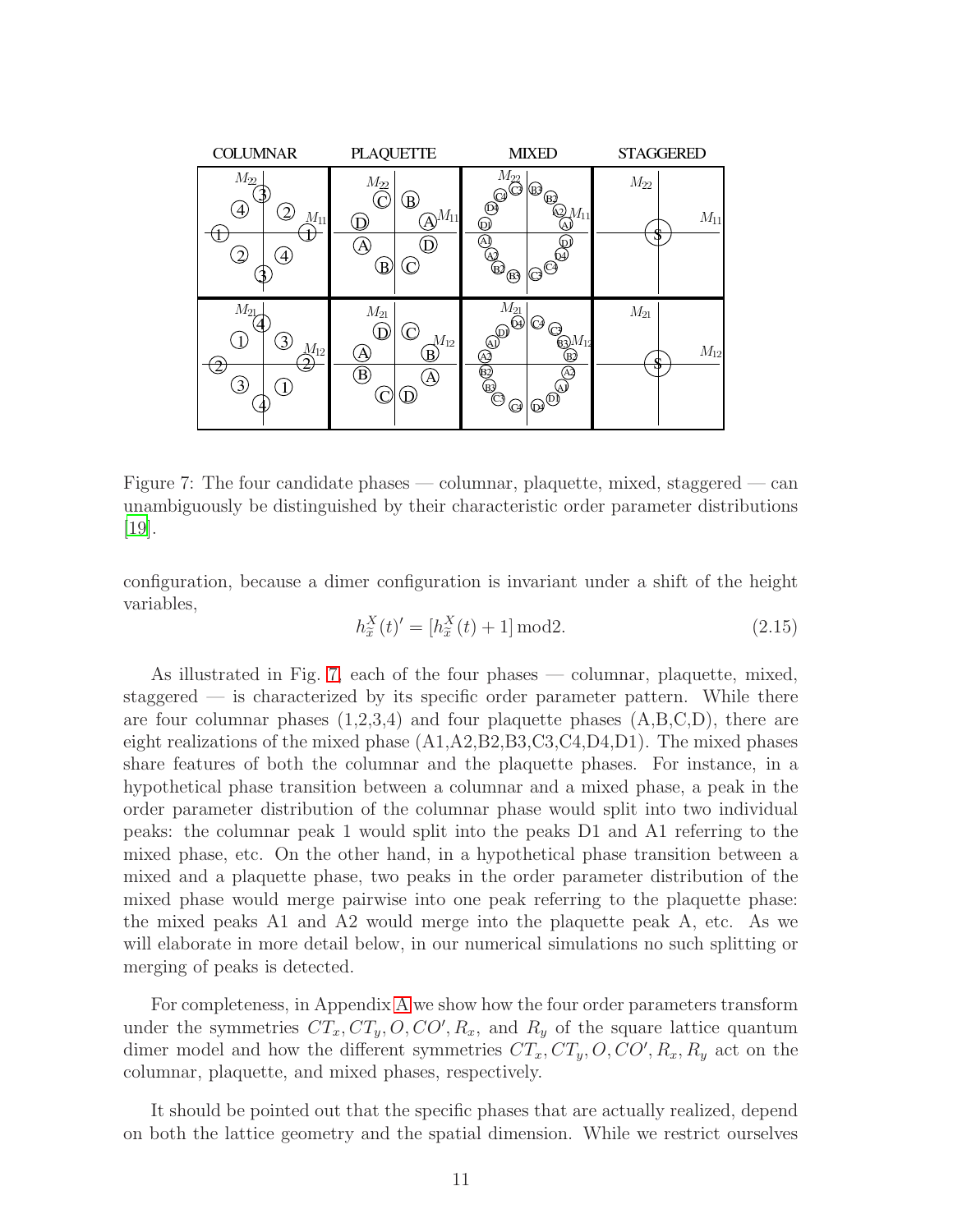Figure 7: The four candidate phases — columnar, plaquette, mixed, staggered — can unambiguously be distinguished by their characteristic order parameter distributions [19].

configuration, because a dimer configuration is invariant under a shift of the height variables,

$$h^X_{\tilde{x}}(t)' = [h^X_{\tilde{x}}(t) + 1] \bmod 2. \tag{2.15}$$

As illustrated in Fig. 7, each of the four phases — columnar, plaquette, mixed, staggered — is characterized by its specific order parameter pattern. While there are four columnar phases (1,2,3,4) and four plaquette phases (A,B,C,D), there are eight realizations of the mixed phase (A1,A2,B2,B3,C3,C4,D4,D1). The mixed phases share features of both the columnar and the plaquette phases. For instance, in a hypothetical phase transition between a columnar and a mixed phase, a peak in the order parameter distribution of the columnar phase would split into two individual peaks: the columnar peak 1 would split into the peaks D1 and A1 referring to the mixed phase, etc. On the other hand, in a hypothetical phase transition between a mixed and a plaquette phase, two peaks in the order parameter distribution of the mixed phase would merge pairwise into one peak referring to the plaquette phase: the mixed peaks A1 and A2 would merge into the plaquette peak A, etc. As we will elaborate in more detail below, in our numerical simulations no such splitting or merging of peaks is detected.

For completeness, in Appendix A we show how the four order parameters transform under the symmetries $CT_x, CT_y, O, CO', R_x$, and $R_y$ of the square lattice quantum dimer model and how the different symmetries $CT_x, CT_y, O, CO', R_x, R_y$ act on the columnar, plaquette, and mixed phases, respectively.

It should be pointed out that the specific phases that are actually realized, depend on both the lattice geometry and the spatial dimension. While we restrict ourselves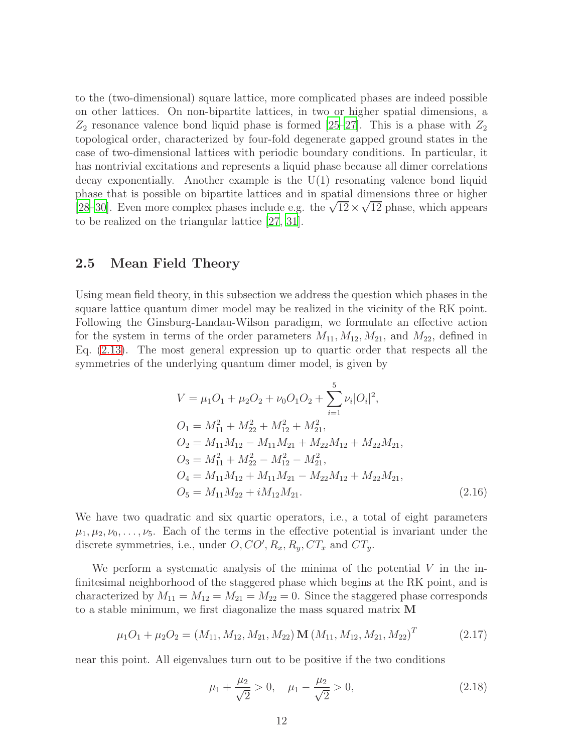to the (two-dimensional) square lattice, more complicated phases are indeed possible on other lattices. On non-bipartite lattices, in two or higher spatial dimensions, a $Z_2$ resonance valence bond liquid phase is formed [25–27]. This is a phase with $Z_2$ topological order, characterized by four-fold degenerate gapped ground states in the case of two-dimensional lattices with periodic boundary conditions. In particular, it has nontrivial excitations and represents a liquid phase because all dimer correlations decay exponentially. Another example is the U(1) resonating valence bond liquid phase that is possible on bipartite lattices and in spatial dimensions three or higher [28–30]. Even more complex phases include e.g. the $\sqrt{12} \times \sqrt{12}$ phase, which appears to be realized on the triangular lattice [27, 31].

## 2.5 Mean Field Theory

Using mean field theory, in this subsection we address the question which phases in the square lattice quantum dimer model may be realized in the vicinity of the RK point. Following the Ginsburg-Landau-Wilson paradigm, we formulate an effective action for the system in terms of the order parameters $M_{11}, M_{12}, M_{21}$, and $M_{22}$, defined in Eq. (2.13). The most general expression up to quartic order that respects all the symmetries of the underlying quantum dimer model, is given by

$$
\begin{aligned}
V &= \mu_1 O_1 + \mu_2 O_2 + \nu_0 O_1 O_2 + \sum_{i=1}^{5} \nu_i |O_i|^2, \\
O_1 &= M_{11}^2 + M_{22}^2 + M_{12}^2 + M_{21}^2, \\
O_2 &= M_{11}M_{12} - M_{11}M_{21} + M_{22}M_{12} + M_{22}M_{21}, \\
O_3 &= M_{11}^2 + M_{22}^2 - M_{12}^2 - M_{21}^2, \\
O_4 &= M_{11}M_{12} + M_{11}M_{21} - M_{22}M_{12} + M_{22}M_{21}, \\
O_5 &= M_{11}M_{22} + iM_{12}M_{21}.
\end{aligned} \tag{2.16}
$$

We have two quadratic and six quartic operators, i.e., a total of eight parameters $\mu_1, \mu_2, \nu_0, \ldots, \nu_5$. Each of the terms in the effective potential is invariant under the discrete symmetries, i.e., under $O, CO', R_x, R_y, CT_x$ and $CT_y$.

We perform a systematic analysis of the minima of the potential $V$ in the infinitesimal neighborhood of the staggered phase which begins at the RK point, and is characterized by $M_{11} = M_{12} = M_{21} = M_{22} = 0$. Since the staggered phase corresponds to a stable minimum, we first diagonalize the mass squared matrix $\mathbf{M}$

$$
\mu_1 O_1 + \mu_2 O_2 = (M_{11}, M_{12}, M_{21}, M_{22})\, \mathbf{M}\, (M_{11}, M_{12}, M_{21}, M_{22})^T \tag{2.17}
$$

near this point. All eigenvalues turn out to be positive if the two conditions

$$
\mu_1 + \frac{\mu_2}{\sqrt{2}} > 0, \quad \mu_1 - \frac{\mu_2}{\sqrt{2}} > 0, \tag{2.18}
$$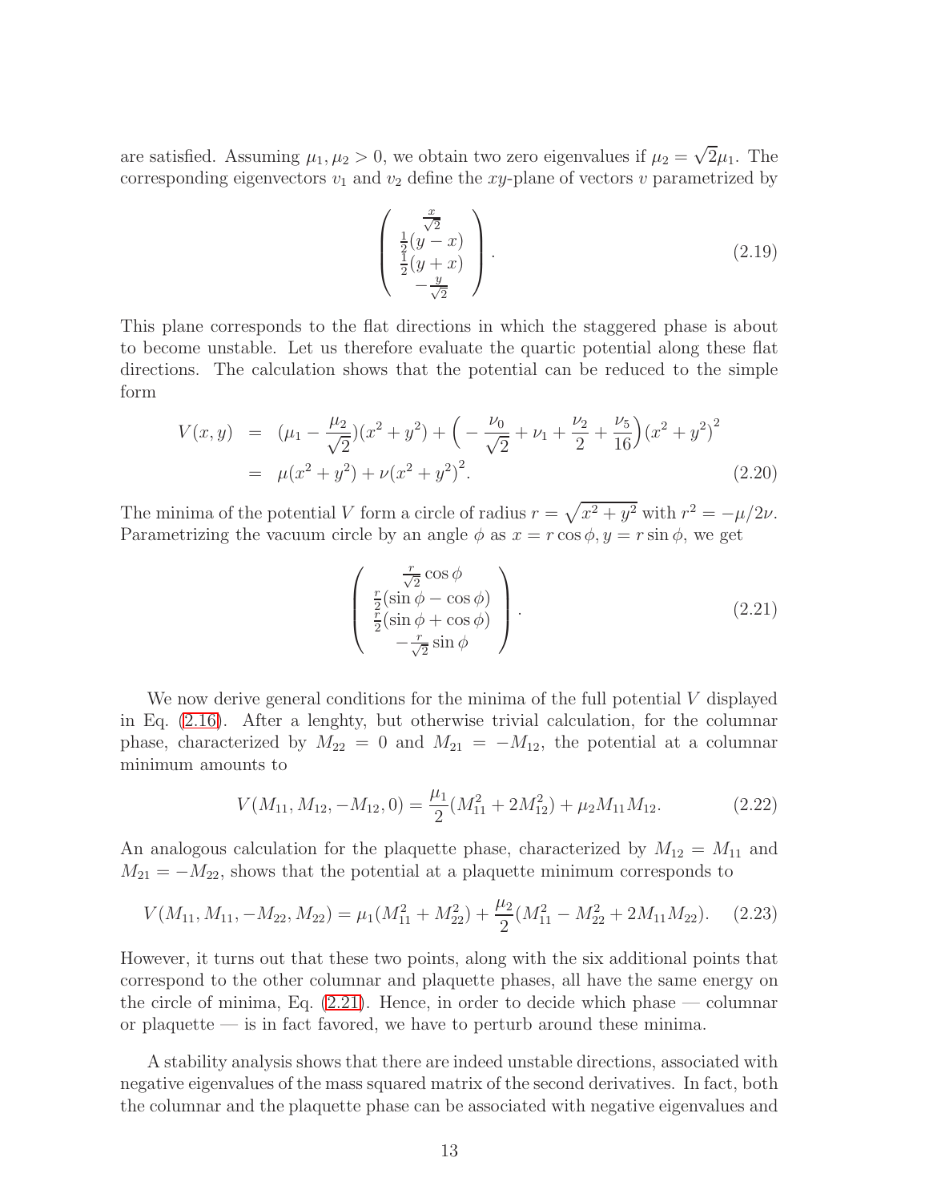are satisfied. Assuming $\mu_1, \mu_2 > 0$, we obtain two zero eigenvalues if $\mu_2 = \sqrt{2}\mu_1$. The corresponding eigenvectors $v_1$ and $v_2$ define the $xy$-plane of vectors $v$ parametrized by

$$\begin{pmatrix} \frac{x}{\sqrt{2}} \\ \frac{1}{2}(y-x) \\ \frac{1}{2}(y+x) \\ -\frac{y}{\sqrt{2}} \end{pmatrix}. \tag{2.19}$$

This plane corresponds to the flat directions in which the staggered phase is about to become unstable. Let us therefore evaluate the quartic potential along these flat directions. The calculation shows that the potential can be reduced to the simple form

$$\begin{aligned} V(x,y) &= (\mu_1 - \frac{\mu_2}{\sqrt{2}})(x^2+y^2) + \Big(-\frac{\nu_0}{\sqrt{2}} + \nu_1 + \frac{\nu_2}{2} + \frac{\nu_5}{16}\Big)(x^2+y^2)^2 \\ &= \mu(x^2+y^2) + \nu(x^2+y^2)^2. \end{aligned} \tag{2.20}$$

The minima of the potential $V$ form a circle of radius $r = \sqrt{x^2+y^2}$ with $r^2 = -\mu/2\nu$. Parametrizing the vacuum circle by an angle $\phi$ as $x = r\cos\phi, y = r\sin\phi$, we get

$$\begin{pmatrix} \frac{r}{\sqrt{2}}\cos\phi \\ \frac{r}{2}(\sin\phi - \cos\phi) \\ \frac{r}{2}(\sin\phi + \cos\phi) \\ -\frac{r}{\sqrt{2}}\sin\phi \end{pmatrix}. \tag{2.21}$$

We now derive general conditions for the minima of the full potential $V$ displayed in Eq. (2.16). After a lenghty, but otherwise trivial calculation, for the columnar phase, characterized by $M_{22} = 0$ and $M_{21} = -M_{12}$, the potential at a columnar minimum amounts to

$$V(M_{11}, M_{12}, -M_{12}, 0) = \frac{\mu_1}{2}(M_{11}^2 + 2M_{12}^2) + \mu_2 M_{11} M_{12}. \tag{2.22}$$

An analogous calculation for the plaquette phase, characterized by $M_{12} = M_{11}$ and $M_{21} = -M_{22}$, shows that the potential at a plaquette minimum corresponds to

$$V(M_{11}, M_{11}, -M_{22}, M_{22}) = \mu_1(M_{11}^2 + M_{22}^2) + \frac{\mu_2}{2}(M_{11}^2 - M_{22}^2 + 2M_{11}M_{22}). \tag{2.23}$$

However, it turns out that these two points, along with the six additional points that correspond to the other columnar and plaquette phases, all have the same energy on the circle of minima, Eq. (2.21). Hence, in order to decide which phase — columnar or plaquette — is in fact favored, we have to perturb around these minima.

A stability analysis shows that there are indeed unstable directions, associated with negative eigenvalues of the mass squared matrix of the second derivatives. In fact, both the columnar and the plaquette phase can be associated with negative eigenvalues and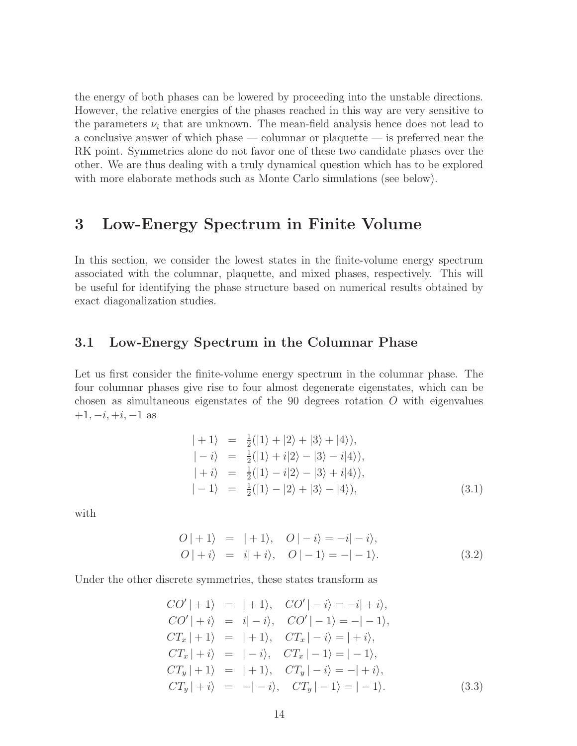the energy of both phases can be lowered by proceeding into the unstable directions. However, the relative energies of the phases reached in this way are very sensitive to the parameters $\nu_i$ that are unknown. The mean-field analysis hence does not lead to a conclusive answer of which phase — columnar or plaquette — is preferred near the RK point. Symmetries alone do not favor one of these two candidate phases over the other. We are thus dealing with a truly dynamical question which has to be explored with more elaborate methods such as Monte Carlo simulations (see below).

# 3 Low-Energy Spectrum in Finite Volume

In this section, we consider the lowest states in the finite-volume energy spectrum associated with the columnar, plaquette, and mixed phases, respectively. This will be useful for identifying the phase structure based on numerical results obtained by exact diagonalization studies.

## 3.1 Low-Energy Spectrum in the Columnar Phase

Let us first consider the finite-volume energy spectrum in the columnar phase. The four columnar phases give rise to four almost degenerate eigenstates, which can be chosen as simultaneous eigenstates of the 90 degrees rotation $O$ with eigenvalues $+1, -i, +i, -1$ as

$$
\begin{aligned}
|+1\rangle &= \tfrac{1}{2}(|1\rangle + |2\rangle + |3\rangle + |4\rangle), \\
|-i\rangle &= \tfrac{1}{2}(|1\rangle + i|2\rangle - |3\rangle - i|4\rangle), \\
|+i\rangle &= \tfrac{1}{2}(|1\rangle - i|2\rangle - |3\rangle + i|4\rangle), \\
|-1\rangle &= \tfrac{1}{2}(|1\rangle - |2\rangle + |3\rangle - |4\rangle),
\end{aligned}
\tag{3.1}
$$

with

$$
\begin{aligned}
O\,|+1\rangle &= |+1\rangle, \quad O\,|-i\rangle = -i|-i\rangle, \\
O\,|+i\rangle &= i|+i\rangle, \quad O\,|-1\rangle = -|-1\rangle.
\end{aligned}
\tag{3.2}
$$

Under the other discrete symmetries, these states transform as

$$
\begin{aligned}
CO'\,|+1\rangle &= |+1\rangle, \quad CO'\,|-i\rangle = -i|+i\rangle, \\
CO'\,|+i\rangle &= i|-i\rangle, \quad CO'\,|-1\rangle = -|-1\rangle, \\
CT_x\,|+1\rangle &= |+1\rangle, \quad CT_x\,|-i\rangle = |+i\rangle, \\
CT_x\,|+i\rangle &= |-i\rangle, \quad CT_x\,|-1\rangle = |-1\rangle, \\
CT_y\,|+1\rangle &= |+1\rangle, \quad CT_y\,|-i\rangle = -|+i\rangle, \\
CT_y\,|+i\rangle &= -|-i\rangle, \quad CT_y\,|-1\rangle = |-1\rangle.
\end{aligned}
\tag{3.3}
$$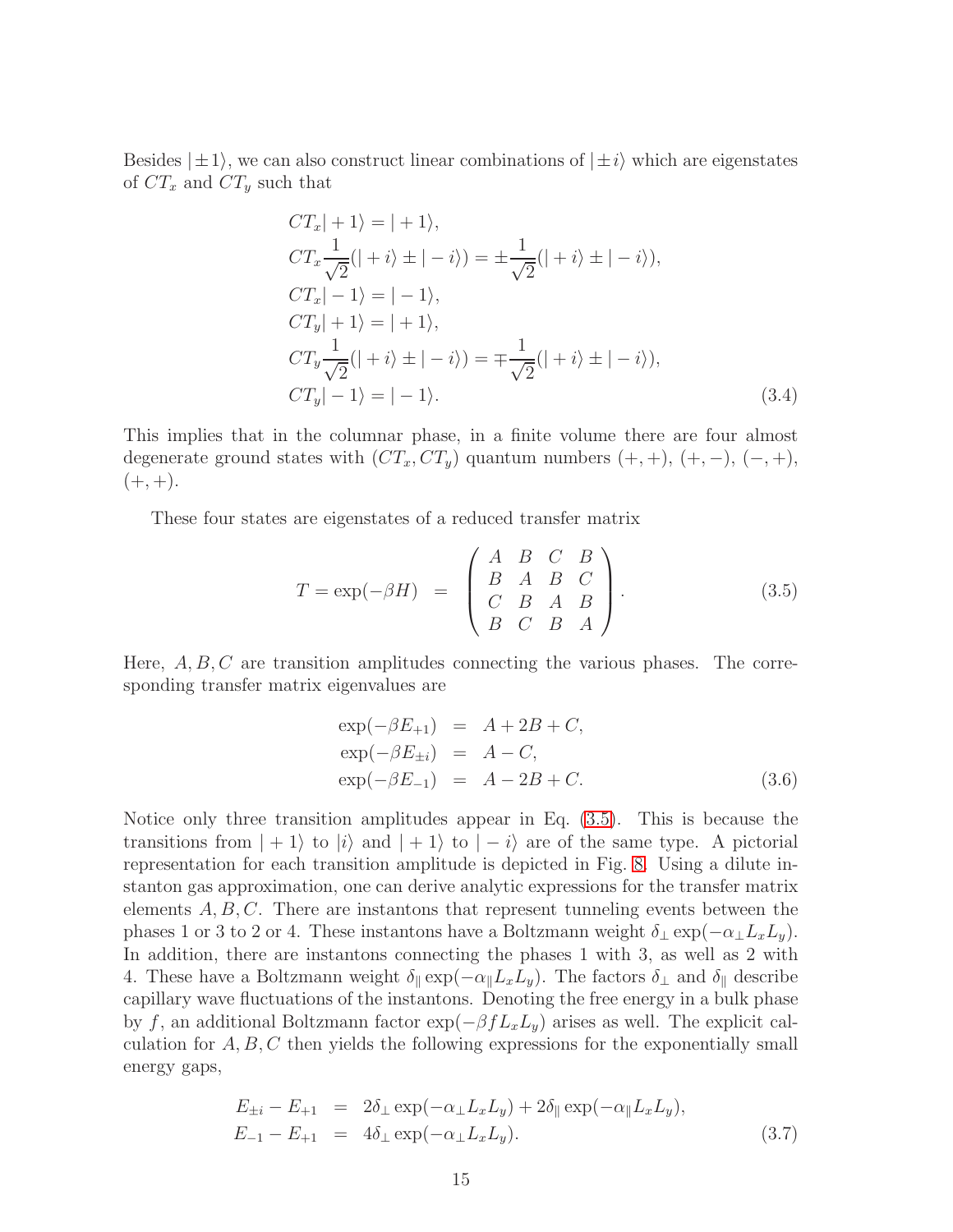Besides $|\pm 1\rangle$, we can also construct linear combinations of $|\pm i\rangle$ which are eigenstates of $CT_x$ and $CT_y$ such that

$$
\begin{aligned}
& CT_x|+1\rangle = |+1\rangle, \\
& CT_x \frac{1}{\sqrt{2}}(|+i\rangle \pm |-i\rangle) = \pm \frac{1}{\sqrt{2}}(|+i\rangle \pm |-i\rangle), \\
& CT_x|-1\rangle = |-1\rangle, \\
& CT_y|+1\rangle = |+1\rangle, \\
& CT_y \frac{1}{\sqrt{2}}(|+i\rangle \pm |-i\rangle) = \mp \frac{1}{\sqrt{2}}(|+i\rangle \pm |-i\rangle), \\
& CT_y|-1\rangle = |-1\rangle.
\end{aligned} \tag{3.4}
$$

This implies that in the columnar phase, in a finite volume there are four almost degenerate ground states with $(CT_x, CT_y)$ quantum numbers $(+,+)$, $(+,-)$, $(-,+)$, $(+,+)$.

These four states are eigenstates of a reduced transfer matrix

$$
T = \exp(-\beta H) = \left( \begin{array}{cccc} A & B & C & B \\ B & A & B & C \\ C & B & A & B \\ B & C & B & A \end{array} \right). \tag{3.5}
$$

Here, $A, B, C$ are transition amplitudes connecting the various phases. The corresponding transfer matrix eigenvalues are

$$
\begin{aligned}
\exp(-\beta E_{+1}) &= A + 2B + C, \\
\exp(-\beta E_{\pm i}) &= A - C, \\
\exp(-\beta E_{-1}) &= A - 2B + C.
\end{aligned} \tag{3.6}
$$

Notice only three transition amplitudes appear in Eq. (3.5). This is because the transitions from $|+1\rangle$ to $|i\rangle$ and $|+1\rangle$ to $|-i\rangle$ are of the same type. A pictorial representation for each transition amplitude is depicted in Fig. 8. Using a dilute instanton gas approximation, one can derive analytic expressions for the transfer matrix elements $A, B, C$. There are instantons that represent tunneling events between the phases 1 or 3 to 2 or 4. These instantons have a Boltzmann weight $\delta_\perp \exp(-\alpha_\perp L_x L_y)$. In addition, there are instantons connecting the phases 1 with 3, as well as 2 with 4. These have a Boltzmann weight $\delta_\parallel \exp(-\alpha_\parallel L_x L_y)$. The factors $\delta_\perp$ and $\delta_\parallel$ describe capillary wave fluctuations of the instantons. Denoting the free energy in a bulk phase by $f$, an additional Boltzmann factor $\exp(-\beta f L_x L_y)$ arises as well. The explicit calculation for $A, B, C$ then yields the following expressions for the exponentially small energy gaps,

$$
\begin{aligned}
E_{\pm i} - E_{+1} &= 2\delta_\perp \exp(-\alpha_\perp L_x L_y) + 2\delta_\parallel \exp(-\alpha_\parallel L_x L_y), \\
E_{-1} - E_{+1} &= 4\delta_\perp \exp(-\alpha_\perp L_x L_y).
\end{aligned} \tag{3.7}
$$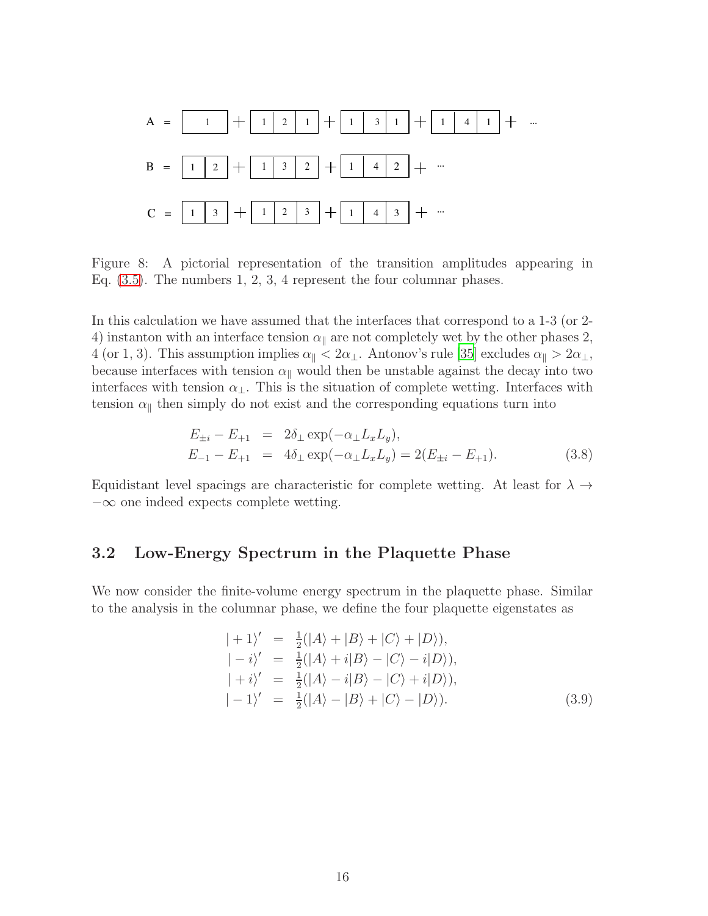A = [1] + [1|2|1] + [1|3|1] + [1|4|1] + ...

B = [1|2] + [1|3|2] + [1|4|2] + ...

C = [1|3] + [1|2|3] + [1|4|3] + ...

Figure 8: A pictorial representation of the transition amplitudes appearing in Eq. (3.5). The numbers 1, 2, 3, 4 represent the four columnar phases.

In this calculation we have assumed that the interfaces that correspond to a 1-3 (or 2-4) instanton with an interface tension $\alpha_\parallel$ are not completely wet by the other phases 2, 4 (or 1, 3). This assumption implies $\alpha_\parallel < 2\alpha_\perp$. Antonov's rule [35] excludes $\alpha_\parallel > 2\alpha_\perp$, because interfaces with tension $\alpha_\parallel$ would then be unstable against the decay into two interfaces with tension $\alpha_\perp$. This is the situation of complete wetting. Interfaces with tension $\alpha_\parallel$ then simply do not exist and the corresponding equations turn into

$$
\begin{aligned}
E_{\pm i} - E_{+1} &= 2\delta_\perp \exp(-\alpha_\perp L_x L_y), \\
E_{-1} - E_{+1} &= 4\delta_\perp \exp(-\alpha_\perp L_x L_y) = 2(E_{\pm i} - E_{+1}).
\end{aligned}
\tag{3.8}
$$

Equidistant level spacings are characteristic for complete wetting. At least for $\lambda \to -\infty$ one indeed expects complete wetting.

## 3.2 Low-Energy Spectrum in the Plaquette Phase

We now consider the finite-volume energy spectrum in the plaquette phase. Similar to the analysis in the columnar phase, we define the four plaquette eigenstates as

$$
\begin{aligned}
|+1\rangle' &= \tfrac{1}{2}(|A\rangle + |B\rangle + |C\rangle + |D\rangle), \\
|-i\rangle' &= \tfrac{1}{2}(|A\rangle + i|B\rangle - |C\rangle - i|D\rangle), \\
|+i\rangle' &= \tfrac{1}{2}(|A\rangle - i|B\rangle - |C\rangle + i|D\rangle), \\
|-1\rangle' &= \tfrac{1}{2}(|A\rangle - |B\rangle + |C\rangle - |D\rangle).
\end{aligned}
\tag{3.9}
$$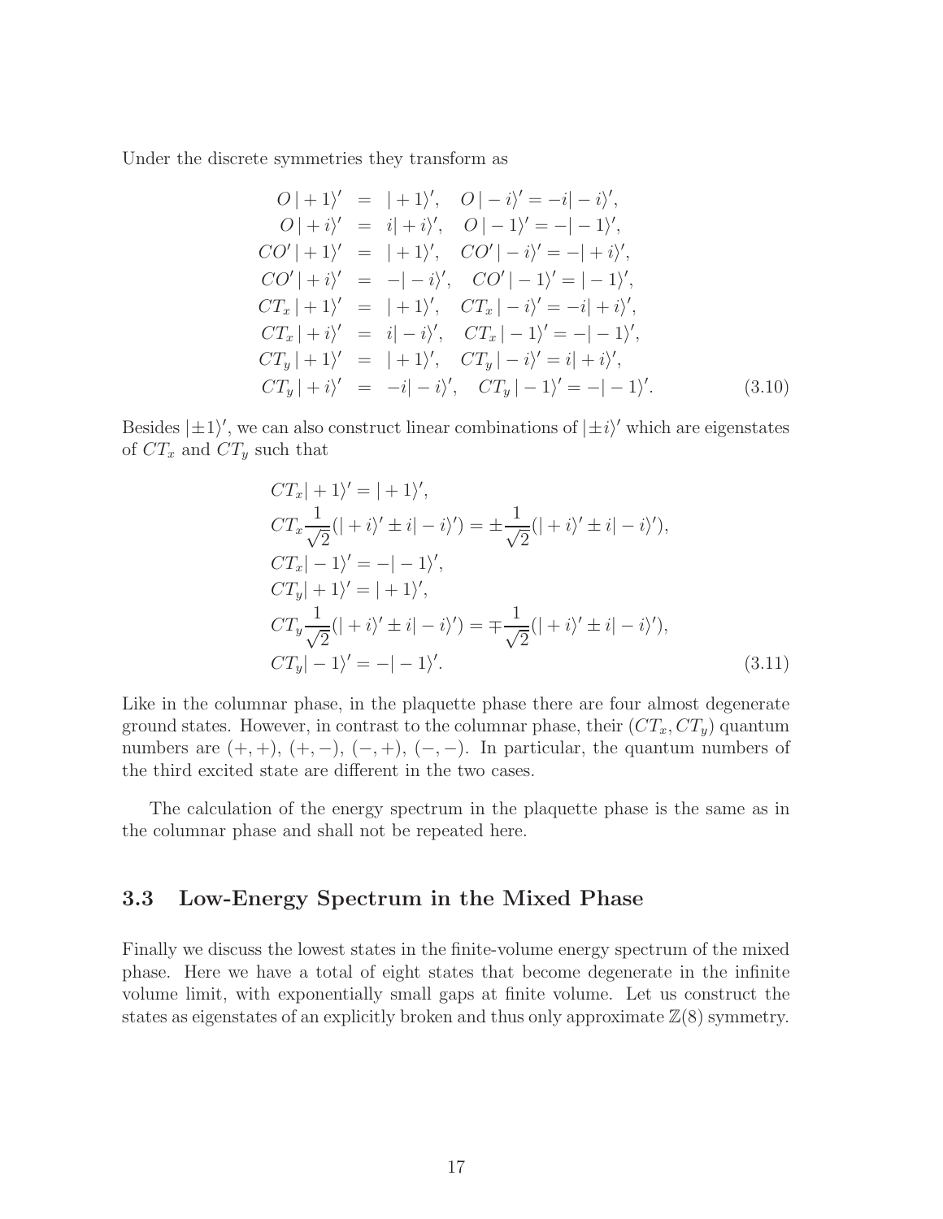Under the discrete symmetries they transform as

$$
\begin{aligned}
O\,|+1\rangle' &= |+1\rangle', \quad O\,|-i\rangle' = -i|-i\rangle', \\
O\,|+i\rangle' &= i|+i\rangle', \quad O\,|-1\rangle' = -|-1\rangle', \\
CO'\,|+1\rangle' &= |+1\rangle', \quad CO'\,|-i\rangle' = -|+i\rangle', \\
CO'\,|+i\rangle' &= -|-i\rangle', \quad CO'\,|-1\rangle' = |-1\rangle', \\
CT_x\,|+1\rangle' &= |+1\rangle', \quad CT_x\,|-i\rangle' = -i|+i\rangle', \\
CT_x\,|+i\rangle' &= i|-i\rangle', \quad CT_x\,|-1\rangle' = -|-1\rangle', \\
CT_y\,|+1\rangle' &= |+1\rangle', \quad CT_y\,|-i\rangle' = i|+i\rangle', \\
CT_y\,|+i\rangle' &= -i|-i\rangle', \quad CT_y\,|-1\rangle' = -|-1\rangle'.
\end{aligned} \tag{3.10}
$$

Besides $|\pm 1\rangle'$, we can also construct linear combinations of $|\pm i\rangle'$ which are eigenstates of $CT_x$ and $CT_y$ such that

$$
\begin{aligned}
& CT_x|+1\rangle' = |+1\rangle', \\
& CT_x\frac{1}{\sqrt{2}}(|+i\rangle' \pm i|-i\rangle') = \pm\frac{1}{\sqrt{2}}(|+i\rangle' \pm i|-i\rangle'), \\
& CT_x|-1\rangle' = -|-1\rangle', \\
& CT_y|+1\rangle' = |+1\rangle', \\
& CT_y\frac{1}{\sqrt{2}}(|+i\rangle' \pm i|-i\rangle') = \mp\frac{1}{\sqrt{2}}(|+i\rangle' \pm i|-i\rangle'), \\
& CT_y|-1\rangle' = -|-1\rangle'.
\end{aligned} \tag{3.11}
$$

Like in the columnar phase, in the plaquette phase there are four almost degenerate ground states. However, in contrast to the columnar phase, their $(CT_x, CT_y)$ quantum numbers are $(+,+)$, $(+,-)$, $(-,+)$, $(-,-)$. In particular, the quantum numbers of the third excited state are different in the two cases.

The calculation of the energy spectrum in the plaquette phase is the same as in the columnar phase and shall not be repeated here.

### 3.3 Low-Energy Spectrum in the Mixed Phase

Finally we discuss the lowest states in the finite-volume energy spectrum of the mixed phase. Here we have a total of eight states that become degenerate in the infinite volume limit, with exponentially small gaps at finite volume. Let us construct the states as eigenstates of an explicitly broken and thus only approximate $\mathbb{Z}(8)$ symmetry.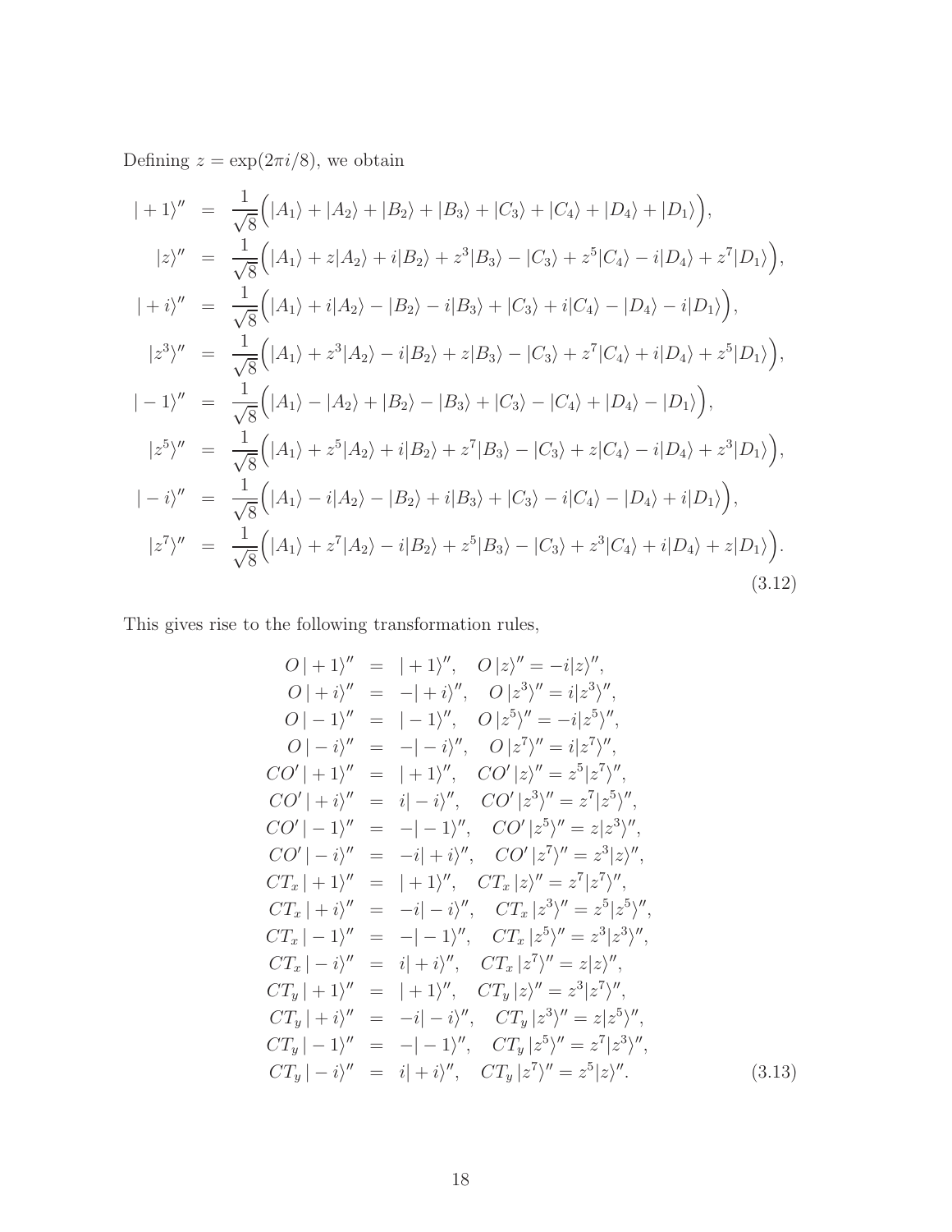Defining $z = \exp(2\pi i/8)$, we obtain

$$
\begin{aligned}
|+1\rangle'' &= \frac{1}{\sqrt{8}}\Big(|A_1\rangle + |A_2\rangle + |B_2\rangle + |B_3\rangle + |C_3\rangle + |C_4\rangle + |D_4\rangle + |D_1\rangle\Big), \\
|z\rangle'' &= \frac{1}{\sqrt{8}}\Big(|A_1\rangle + z|A_2\rangle + i|B_2\rangle + z^3|B_3\rangle - |C_3\rangle + z^5|C_4\rangle - i|D_4\rangle + z^7|D_1\rangle\Big), \\
|+i\rangle'' &= \frac{1}{\sqrt{8}}\Big(|A_1\rangle + i|A_2\rangle - |B_2\rangle - i|B_3\rangle + |C_3\rangle + i|C_4\rangle - |D_4\rangle - i|D_1\rangle\Big), \\
|z^3\rangle'' &= \frac{1}{\sqrt{8}}\Big(|A_1\rangle + z^3|A_2\rangle - i|B_2\rangle + z|B_3\rangle - |C_3\rangle + z^7|C_4\rangle + i|D_4\rangle + z^5|D_1\rangle\Big), \\
|-1\rangle'' &= \frac{1}{\sqrt{8}}\Big(|A_1\rangle - |A_2\rangle + |B_2\rangle - |B_3\rangle + |C_3\rangle - |C_4\rangle + |D_4\rangle - |D_1\rangle\Big), \\
|z^5\rangle'' &= \frac{1}{\sqrt{8}}\Big(|A_1\rangle + z^5|A_2\rangle + i|B_2\rangle + z^7|B_3\rangle - |C_3\rangle + z|C_4\rangle - i|D_4\rangle + z^3|D_1\rangle\Big), \\
|-i\rangle'' &= \frac{1}{\sqrt{8}}\Big(|A_1\rangle - i|A_2\rangle - |B_2\rangle + i|B_3\rangle + |C_3\rangle - i|C_4\rangle - |D_4\rangle + i|D_1\rangle\Big), \\
|z^7\rangle'' &= \frac{1}{\sqrt{8}}\Big(|A_1\rangle + z^7|A_2\rangle - i|B_2\rangle + z^5|B_3\rangle - |C_3\rangle + z^3|C_4\rangle + i|D_4\rangle + z|D_1\rangle\Big).
\end{aligned} \tag{3.12}
$$

This gives rise to the following transformation rules,

$$
\begin{aligned}
O\,|+1\rangle'' &= |+1\rangle'', \quad O\,|z\rangle'' = -i|z\rangle'', \\
O\,|+i\rangle'' &= -|+i\rangle'', \quad O\,|z^3\rangle'' = i|z^3\rangle'', \\
O\,|-1\rangle'' &= |-1\rangle'', \quad O\,|z^5\rangle'' = -i|z^5\rangle'', \\
O\,|-i\rangle'' &= -|-i\rangle'', \quad O\,|z^7\rangle'' = i|z^7\rangle'', \\
CO'\,|+1\rangle'' &= |+1\rangle'', \quad CO'\,|z\rangle'' = z^5|z^7\rangle'', \\
CO'\,|+i\rangle'' &= i|-i\rangle'', \quad CO'\,|z^3\rangle'' = z^7|z^5\rangle'', \\
CO'\,|-1\rangle'' &= -|-1\rangle'', \quad CO'\,|z^5\rangle'' = z|z^3\rangle'', \\
CO'\,|-i\rangle'' &= -i|+i\rangle'', \quad CO'\,|z^7\rangle'' = z^3|z\rangle'', \\
CT_x\,|+1\rangle'' &= |+1\rangle'', \quad CT_x\,|z\rangle'' = z^7|z^7\rangle'', \\
CT_x\,|+i\rangle'' &= -i|-i\rangle'', \quad CT_x\,|z^3\rangle'' = z^5|z^5\rangle'', \\
CT_x\,|-1\rangle'' &= -|-1\rangle'', \quad CT_x\,|z^5\rangle'' = z^3|z^3\rangle'', \\
CT_x\,|-i\rangle'' &= i|+i\rangle'', \quad CT_x\,|z^7\rangle'' = z|z\rangle'', \\
CT_y\,|+1\rangle'' &= |+1\rangle'', \quad CT_y\,|z\rangle'' = z^3|z^7\rangle'', \\
CT_y\,|+i\rangle'' &= -i|-i\rangle'', \quad CT_y\,|z^3\rangle'' = z|z^5\rangle'', \\
CT_y\,|-1\rangle'' &= -|-1\rangle'', \quad CT_y\,|z^5\rangle'' = z^7|z^3\rangle'', \\
CT_y\,|-i\rangle'' &= i|+i\rangle'', \quad CT_y\,|z^7\rangle'' = z^5|z\rangle''.
\end{aligned} \tag{3.13}
$$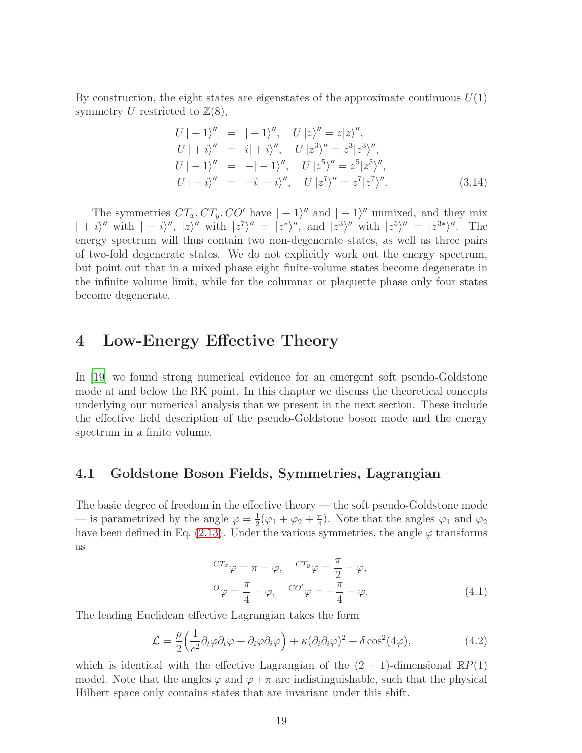By construction, the eight states are eigenstates of the approximate continuous $U(1)$ symmetry $U$ restricted to $\mathbb{Z}(8)$,

$$
\begin{aligned}
U\,|+1\rangle'' &= |+1\rangle'', \quad U\,|z\rangle'' = z|z\rangle'', \\
U\,|+i\rangle'' &= i|+i\rangle'', \quad U\,|z^3\rangle'' = z^3|z^3\rangle'', \\
U\,|-1\rangle'' &= -|-1\rangle'', \quad U\,|z^5\rangle'' = z^5|z^5\rangle'', \\
U\,|-i\rangle'' &= -i|-i\rangle'', \quad U\,|z^7\rangle'' = z^7|z^7\rangle''.
\end{aligned}
\tag{3.14}
$$

The symmetries $CT_x, CT_y, CO'$ have $|+1\rangle''$ and $|-1\rangle''$ unmixed, and they mix $|+i\rangle''$ with $|-i\rangle''$, $|z\rangle''$ with $|z^7\rangle'' = |z^*\rangle''$, and $|z^3\rangle''$ with $|z^5\rangle'' = |z^{3*}\rangle''$. The energy spectrum will thus contain two non-degenerate states, as well as three pairs of two-fold degenerate states. We do not explicitly work out the energy spectrum, but point out that in a mixed phase eight finite-volume states become degenerate in the infinite volume limit, while for the columnar or plaquette phase only four states become degenerate.

# 4 Low-Energy Effective Theory

In [19] we found strong numerical evidence for an emergent soft pseudo-Goldstone mode at and below the RK point. In this chapter we discuss the theoretical concepts underlying our numerical analysis that we present in the next section. These include the effective field description of the pseudo-Goldstone boson mode and the energy spectrum in a finite volume.

## 4.1 Goldstone Boson Fields, Symmetries, Lagrangian

The basic degree of freedom in the effective theory — the soft pseudo-Goldstone mode — is parametrized by the angle $\varphi = \frac{1}{2}(\varphi_1 + \varphi_2 + \frac{\pi}{4})$. Note that the angles $\varphi_1$ and $\varphi_2$ have been defined in Eq. (2.13). Under the various symmetries, the angle $\varphi$ transforms as

$$
{}^{CT_x}\varphi = \pi - \varphi, \quad {}^{CT_y}\varphi = \frac{\pi}{2} - \varphi,
$$
$$
{}^{O}\varphi = \frac{\pi}{4} + \varphi, \quad {}^{CO'}\varphi = -\frac{\pi}{4} - \varphi. \tag{4.1}
$$

The leading Euclidean effective Lagrangian takes the form

$$
\mathcal{L} = \frac{\rho}{2}\Big(\frac{1}{c^2}\partial_t\varphi\partial_t\varphi + \partial_i\varphi\partial_i\varphi\Big) + \kappa(\partial_i\partial_i\varphi)^2 + \delta\cos^2(4\varphi), \tag{4.2}
$$

which is identical with the effective Lagrangian of the $(2+1)$-dimensional $\mathbb{R}P(1)$ model. Note that the angles $\varphi$ and $\varphi + \pi$ are indistinguishable, such that the physical Hilbert space only contains states that are invariant under this shift.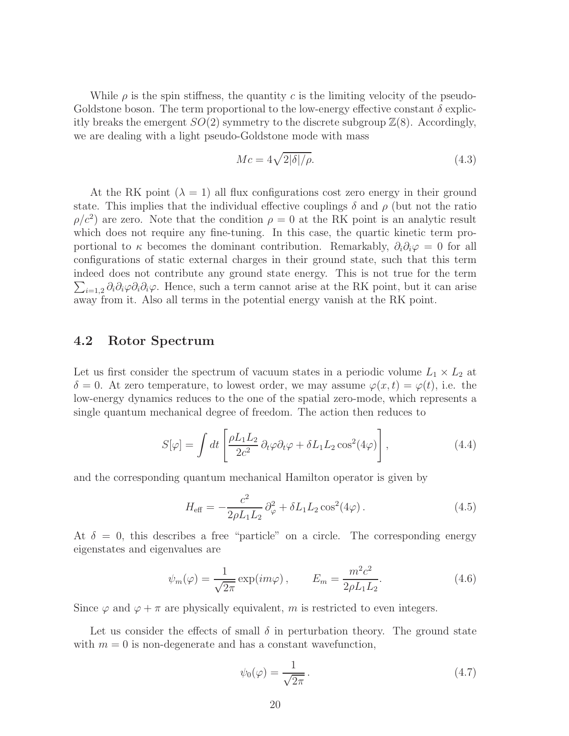While $\rho$ is the spin stiffness, the quantity $c$ is the limiting velocity of the pseudo-Goldstone boson. The term proportional to the low-energy effective constant $\delta$ explicitly breaks the emergent $SO(2)$ symmetry to the discrete subgroup $\mathbb{Z}(8)$. Accordingly, we are dealing with a light pseudo-Goldstone mode with mass

$$Mc = 4\sqrt{2|\delta|/\rho}. \tag{4.3}$$

At the RK point ($\lambda = 1$) all flux configurations cost zero energy in their ground state. This implies that the individual effective couplings $\delta$ and $\rho$ (but not the ratio $\rho/c^2$) are zero. Note that the condition $\rho = 0$ at the RK point is an analytic result which does not require any fine-tuning. In this case, the quartic kinetic term proportional to $\kappa$ becomes the dominant contribution. Remarkably, $\partial_i \partial_i \varphi = 0$ for all configurations of static external charges in their ground state, such that this term indeed does not contribute any ground state energy. This is not true for the term $\sum_{i=1,2} \partial_i \partial_i \varphi \partial_i \partial_i \varphi$. Hence, such a term cannot arise at the RK point, but it can arise away from it. Also all terms in the potential energy vanish at the RK point.

## 4.2 Rotor Spectrum

Let us first consider the spectrum of vacuum states in a periodic volume $L_1 \times L_2$ at $\delta = 0$. At zero temperature, to lowest order, we may assume $\varphi(x,t) = \varphi(t)$, i.e. the low-energy dynamics reduces to the one of the spatial zero-mode, which represents a single quantum mechanical degree of freedom. The action then reduces to

$$S[\varphi] = \int dt \left[ \frac{\rho L_1 L_2}{2c^2} \, \partial_t \varphi \partial_t \varphi + \delta L_1 L_2 \cos^2(4\varphi) \right], \tag{4.4}$$

and the corresponding quantum mechanical Hamilton operator is given by

$$H_{\text{eff}} = -\frac{c^2}{2\rho L_1 L_2} \, \partial_\varphi^2 + \delta L_1 L_2 \cos^2(4\varphi) \, . \tag{4.5}$$

At $\delta = 0$, this describes a free "particle" on a circle. The corresponding energy eigenstates and eigenvalues are

$$\psi_m(\varphi) = \frac{1}{\sqrt{2\pi}} \exp(im\varphi) \, , \qquad E_m = \frac{m^2 c^2}{2\rho L_1 L_2}. \tag{4.6}$$

Since $\varphi$ and $\varphi + \pi$ are physically equivalent, $m$ is restricted to even integers.

Let us consider the effects of small $\delta$ in perturbation theory. The ground state with $m = 0$ is non-degenerate and has a constant wavefunction,

$$\psi_0(\varphi) = \frac{1}{\sqrt{2\pi}} \, . \tag{4.7}$$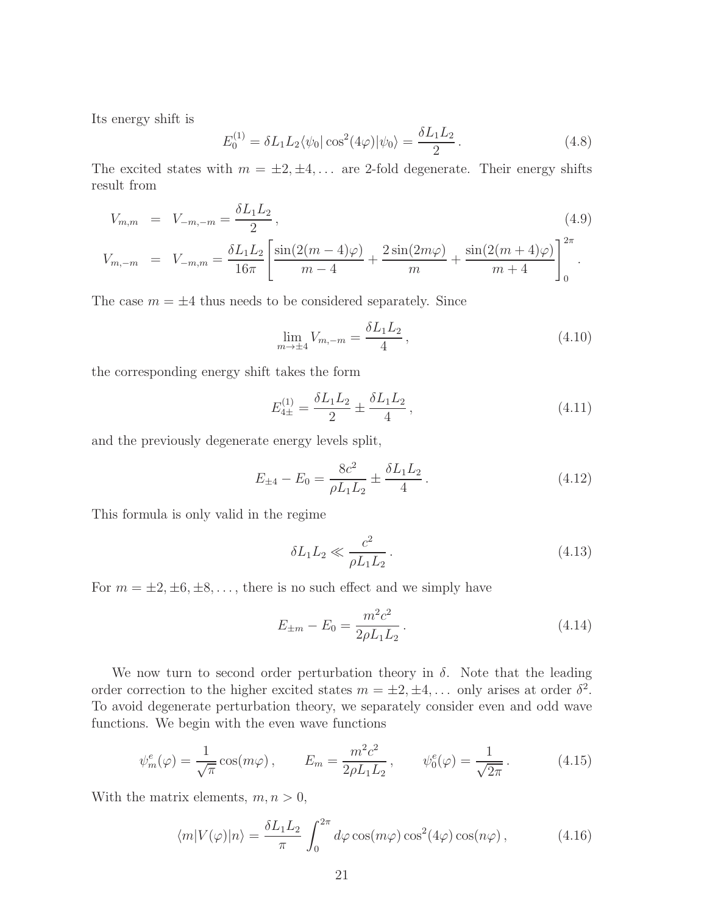Its energy shift is

$$E_0^{(1)} = \delta L_1 L_2 \langle \psi_0 | \cos^2(4\varphi) | \psi_0 \rangle = \frac{\delta L_1 L_2}{2} \,. \tag{4.8}$$

The excited states with $m = \pm 2, \pm 4, \ldots$ are 2-fold degenerate. Their energy shifts result from

$$\begin{aligned} V_{m,m} &= V_{-m,-m} = \frac{\delta L_1 L_2}{2} \,, \\ V_{m,-m} &= V_{-m,m} = \frac{\delta L_1 L_2}{16\pi} \left[ \frac{\sin(2(m-4)\varphi)}{m-4} + \frac{2\sin(2m\varphi)}{m} + \frac{\sin(2(m+4)\varphi)}{m+4} \right]_0^{2\pi} . \end{aligned} \tag{4.9}$$

The case $m = \pm 4$ thus needs to be considered separately. Since

$$\lim_{m \to \pm 4} V_{m,-m} = \frac{\delta L_1 L_2}{4} \,, \tag{4.10}$$

the corresponding energy shift takes the form

$$E_{4\pm}^{(1)} = \frac{\delta L_1 L_2}{2} \pm \frac{\delta L_1 L_2}{4} \,, \tag{4.11}$$

and the previously degenerate energy levels split,

$$E_{\pm 4} - E_0 = \frac{8c^2}{\rho L_1 L_2} \pm \frac{\delta L_1 L_2}{4} \,. \tag{4.12}$$

This formula is only valid in the regime

$$\delta L_1 L_2 \ll \frac{c^2}{\rho L_1 L_2} \,. \tag{4.13}$$

For $m = \pm 2, \pm 6, \pm 8, \ldots$, there is no such effect and we simply have

$$E_{\pm m} - E_0 = \frac{m^2 c^2}{2\rho L_1 L_2} \,. \tag{4.14}$$

We now turn to second order perturbation theory in $\delta$. Note that the leading order correction to the higher excited states $m = \pm 2, \pm 4, \ldots$ only arises at order $\delta^2$. To avoid degenerate perturbation theory, we separately consider even and odd wave functions. We begin with the even wave functions

$$\psi_m^e(\varphi) = \frac{1}{\sqrt{\pi}} \cos(m\varphi) \,, \qquad E_m = \frac{m^2 c^2}{2\rho L_1 L_2} \,, \qquad \psi_0^e(\varphi) = \frac{1}{\sqrt{2\pi}} \,. \tag{4.15}$$

With the matrix elements, $m, n > 0$,

$$\langle m | V(\varphi) | n \rangle = \frac{\delta L_1 L_2}{\pi} \int_0^{2\pi} d\varphi \cos(m\varphi) \cos^2(4\varphi) \cos(n\varphi) \,, \tag{4.16}$$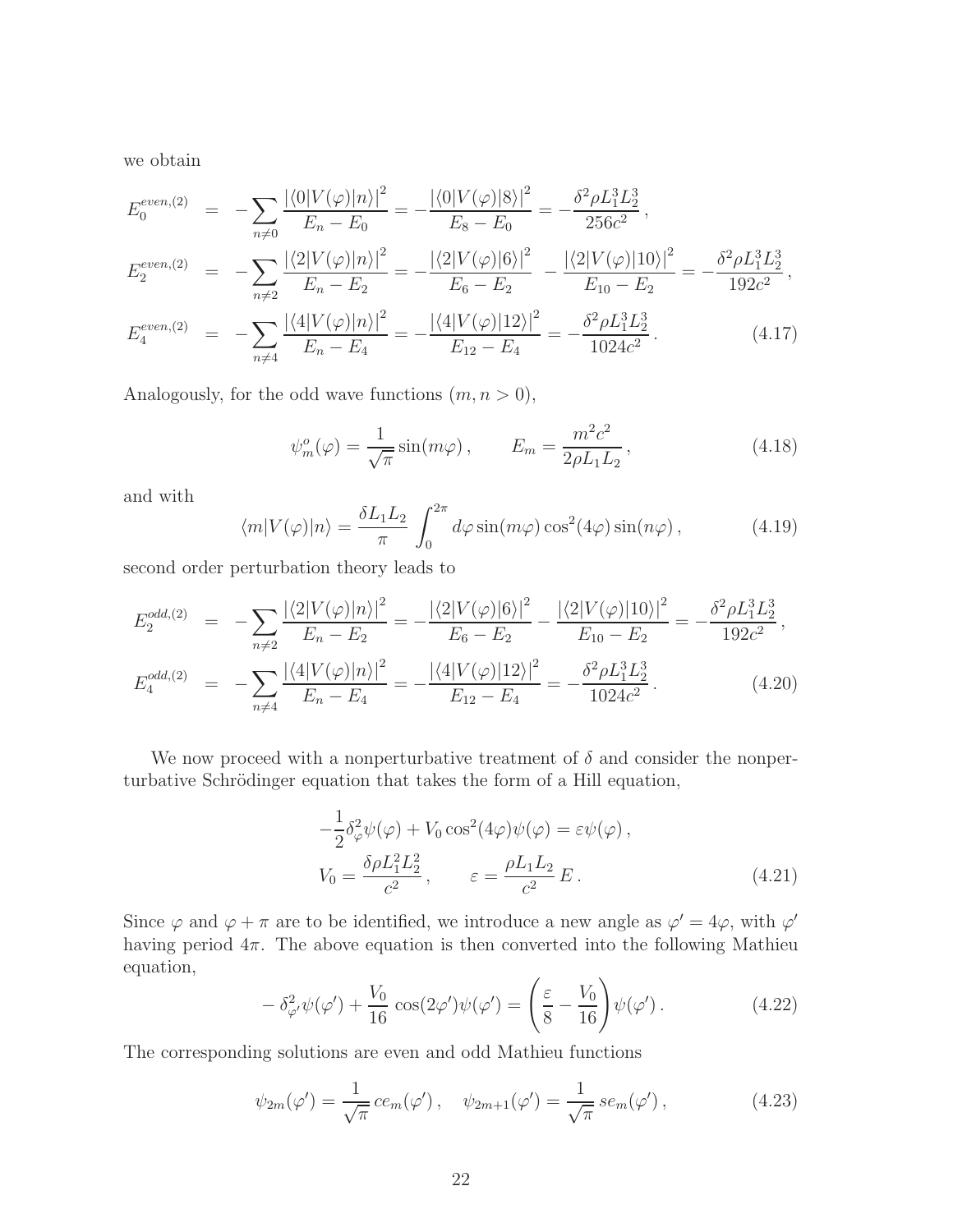we obtain

$$
\begin{aligned}
E_0^{even,(2)} &= -\sum_{n\neq 0} \frac{|\langle 0|V(\varphi)|n\rangle|^2}{E_n - E_0} = -\frac{|\langle 0|V(\varphi)|8\rangle|^2}{E_8 - E_0} = -\frac{\delta^2 \rho L_1^3 L_2^3}{256 c^2}\,, \\
E_2^{even,(2)} &= -\sum_{n\neq 2} \frac{|\langle 2|V(\varphi)|n\rangle|^2}{E_n - E_2} = -\frac{|\langle 2|V(\varphi)|6\rangle|^2}{E_6 - E_2} - \frac{|\langle 2|V(\varphi)|10\rangle|^2}{E_{10} - E_2} = -\frac{\delta^2 \rho L_1^3 L_2^3}{192 c^2}\,, \\
E_4^{even,(2)} &= -\sum_{n\neq 4} \frac{|\langle 4|V(\varphi)|n\rangle|^2}{E_n - E_4} = -\frac{|\langle 4|V(\varphi)|12\rangle|^2}{E_{12} - E_4} = -\frac{\delta^2 \rho L_1^3 L_2^3}{1024 c^2}\,.
\end{aligned}
\tag{4.17}
$$

Analogously, for the odd wave functions $(m, n > 0)$,

$$
\psi_m^o(\varphi) = \frac{1}{\sqrt{\pi}} \sin(m\varphi)\,, \qquad E_m = \frac{m^2 c^2}{2\rho L_1 L_2}\,, \tag{4.18}
$$

and with

$$
\langle m|V(\varphi)|n\rangle = \frac{\delta L_1 L_2}{\pi} \int_0^{2\pi} d\varphi \sin(m\varphi)\cos^2(4\varphi)\sin(n\varphi)\,, \tag{4.19}
$$

second order perturbation theory leads to

$$
\begin{aligned}
E_2^{odd,(2)} &= -\sum_{n\neq 2} \frac{|\langle 2|V(\varphi)|n\rangle|^2}{E_n - E_2} = -\frac{|\langle 2|V(\varphi)|6\rangle|^2}{E_6 - E_2} - \frac{|\langle 2|V(\varphi)|10\rangle|^2}{E_{10} - E_2} = -\frac{\delta^2 \rho L_1^3 L_2^3}{192 c^2}\,, \\
E_4^{odd,(2)} &= -\sum_{n\neq 4} \frac{|\langle 4|V(\varphi)|n\rangle|^2}{E_n - E_4} = -\frac{|\langle 4|V(\varphi)|12\rangle|^2}{E_{12} - E_4} = -\frac{\delta^2 \rho L_1^3 L_2^3}{1024 c^2}\,.
\end{aligned}
\tag{4.20}
$$

We now proceed with a nonperturbative treatment of $\delta$ and consider the nonperturbative Schrödinger equation that takes the form of a Hill equation,

$$
\begin{aligned}
&-\frac{1}{2}\delta_\varphi^2 \psi(\varphi) + V_0 \cos^2(4\varphi)\psi(\varphi) = \varepsilon \psi(\varphi)\,, \\
&V_0 = \frac{\delta \rho L_1^2 L_2^2}{c^2}\,, \qquad \varepsilon = \frac{\rho L_1 L_2}{c^2}\, E\,.
\end{aligned}
\tag{4.21}
$$

Since $\varphi$ and $\varphi + \pi$ are to be identified, we introduce a new angle as $\varphi' = 4\varphi$, with $\varphi'$ having period $4\pi$. The above equation is then converted into the following Mathieu equation,

$$
-\delta_{\varphi'}^2 \psi(\varphi') + \frac{V_0}{16}\cos(2\varphi')\psi(\varphi') = \left(\frac{\varepsilon}{8} - \frac{V_0}{16}\right)\psi(\varphi')\,. \tag{4.22}
$$

The corresponding solutions are even and odd Mathieu functions

$$
\psi_{2m}(\varphi') = \frac{1}{\sqrt{\pi}}\, ce_m(\varphi')\,, \quad \psi_{2m+1}(\varphi') = \frac{1}{\sqrt{\pi}}\, se_m(\varphi')\,, \tag{4.23}
$$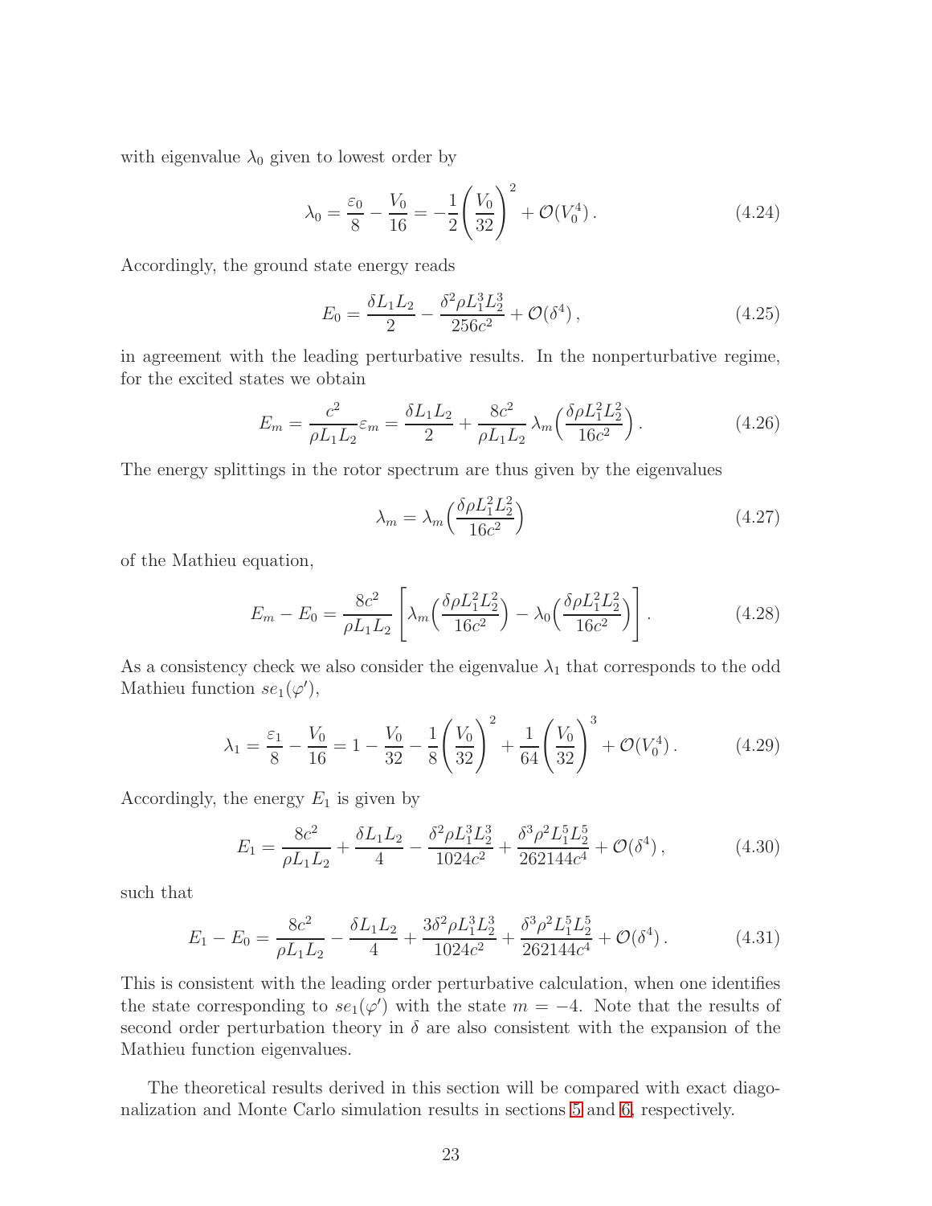with eigenvalue $\lambda_0$ given to lowest order by

$$\lambda_0 = \frac{\varepsilon_0}{8} - \frac{V_0}{16} = -\frac{1}{2}\left(\frac{V_0}{32}\right)^2 + \mathcal{O}(V_0^4)\,. \tag{4.24}$$

Accordingly, the ground state energy reads

$$E_0 = \frac{\delta L_1 L_2}{2} - \frac{\delta^2 \rho L_1^3 L_2^3}{256 c^2} + \mathcal{O}(\delta^4)\,, \tag{4.25}$$

in agreement with the leading perturbative results. In the nonperturbative regime, for the excited states we obtain

$$E_m = \frac{c^2}{\rho L_1 L_2}\varepsilon_m = \frac{\delta L_1 L_2}{2} + \frac{8c^2}{\rho L_1 L_2}\,\lambda_m\Big(\frac{\delta \rho L_1^2 L_2^2}{16 c^2}\Big)\,. \tag{4.26}$$

The energy splittings in the rotor spectrum are thus given by the eigenvalues

$$\lambda_m = \lambda_m\Big(\frac{\delta \rho L_1^2 L_2^2}{16 c^2}\Big) \tag{4.27}$$

of the Mathieu equation,

$$E_m - E_0 = \frac{8c^2}{\rho L_1 L_2}\left[\lambda_m\Big(\frac{\delta \rho L_1^2 L_2^2}{16 c^2}\Big) - \lambda_0\Big(\frac{\delta \rho L_1^2 L_2^2}{16 c^2}\Big)\right]. \tag{4.28}$$

As a consistency check we also consider the eigenvalue $\lambda_1$ that corresponds to the odd Mathieu function $se_1(\varphi')$,

$$\lambda_1 = \frac{\varepsilon_1}{8} - \frac{V_0}{16} = 1 - \frac{V_0}{32} - \frac{1}{8}\left(\frac{V_0}{32}\right)^2 + \frac{1}{64}\left(\frac{V_0}{32}\right)^3 + \mathcal{O}(V_0^4)\,. \tag{4.29}$$

Accordingly, the energy $E_1$ is given by

$$E_1 = \frac{8c^2}{\rho L_1 L_2} + \frac{\delta L_1 L_2}{4} - \frac{\delta^2 \rho L_1^3 L_2^3}{1024 c^2} + \frac{\delta^3 \rho^2 L_1^5 L_2^5}{262144 c^4} + \mathcal{O}(\delta^4)\,, \tag{4.30}$$

such that

$$E_1 - E_0 = \frac{8c^2}{\rho L_1 L_2} - \frac{\delta L_1 L_2}{4} + \frac{3\delta^2 \rho L_1^3 L_2^3}{1024 c^2} + \frac{\delta^3 \rho^2 L_1^5 L_2^5}{262144 c^4} + \mathcal{O}(\delta^4)\,. \tag{4.31}$$

This is consistent with the leading order perturbative calculation, when one identifies the state corresponding to $se_1(\varphi')$ with the state $m = -4$. Note that the results of second order perturbation theory in $\delta$ are also consistent with the expansion of the Mathieu function eigenvalues.

The theoretical results derived in this section will be compared with exact diagonalization and Monte Carlo simulation results in sections 5 and 6, respectively.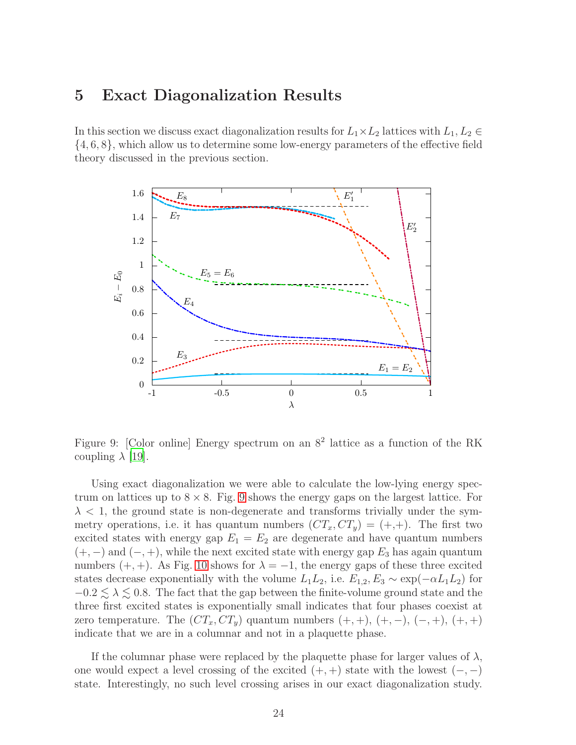# 5 Exact Diagonalization Results

In this section we discuss exact diagonalization results for $L_1 \times L_2$ lattices with $L_1, L_2 \in \{4, 6, 8\}$, which allow us to determine some low-energy parameters of the effective field theory discussed in the previous section.

Figure 9: [Color online] Energy spectrum on an $8^2$ lattice as a function of the RK coupling $\lambda$ [19].

Using exact diagonalization we were able to calculate the low-lying energy spectrum on lattices up to $8 \times 8$. Fig. 9 shows the energy gaps on the largest lattice. For $\lambda < 1$, the ground state is non-degenerate and transforms trivially under the symmetry operations, i.e. it has quantum numbers $(CT_x, CT_y) = (+,+)$. The first two excited states with energy gap $E_1 = E_2$ are degenerate and have quantum numbers $(+,-)$ and $(-,+)$, while the next excited state with energy gap $E_3$ has again quantum numbers $(+,+)$. As Fig. 10 shows for $\lambda = -1$, the energy gaps of these three excited states decrease exponentially with the volume $L_1 L_2$, i.e. $E_{1,2}, E_3 \sim \exp(-\alpha L_1 L_2)$ for $-0.2 \lesssim \lambda \lesssim 0.8$. The fact that the gap between the finite-volume ground state and the three first excited states is exponentially small indicates that four phases coexist at zero temperature. The $(CT_x, CT_y)$ quantum numbers $(+,+)$, $(+,-)$, $(-,+)$, $(+,+)$ indicate that we are in a columnar and not in a plaquette phase.

If the columnar phase were replaced by the plaquette phase for larger values of $\lambda$, one would expect a level crossing of the excited $(+,+)$ state with the lowest $(-,-)$ state. Interestingly, no such level crossing arises in our exact diagonalization study.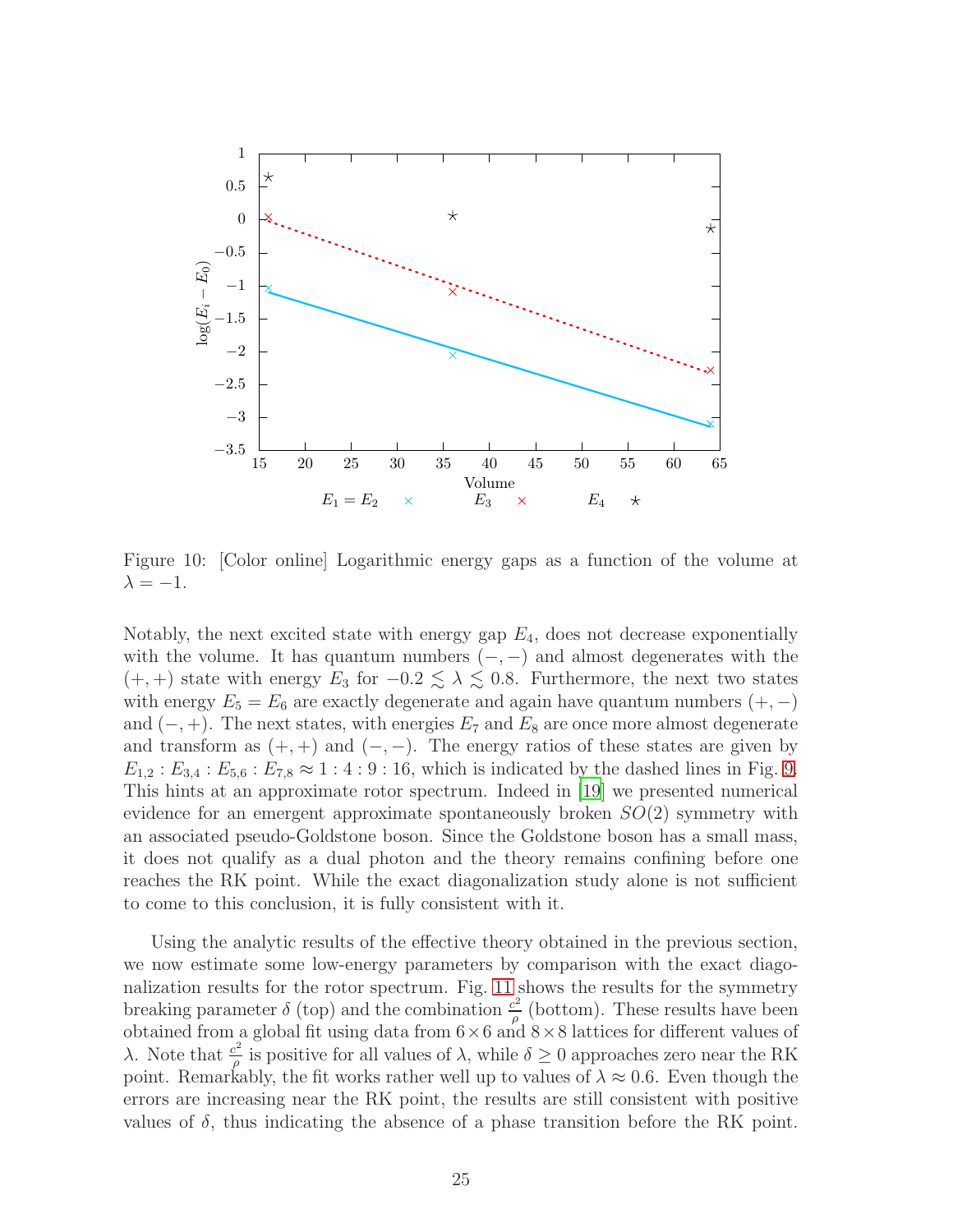Figure 10: [Color online] Logarithmic energy gaps as a function of the volume at $\lambda = -1$.

Notably, the next excited state with energy gap $E_4$, does not decrease exponentially with the volume. It has quantum numbers $(-,-)$ and almost degenerates with the $(+,+)$ state with energy $E_3$ for $-0.2 \lesssim \lambda \lesssim 0.8$. Furthermore, the next two states with energy $E_5 = E_6$ are exactly degenerate and again have quantum numbers $(+,-)$ and $(-,+)$. The next states, with energies $E_7$ and $E_8$ are once more almost degenerate and transform as $(+,+)$ and $(-,-)$. The energy ratios of these states are given by $E_{1,2} : E_{3,4} : E_{5,6} : E_{7,8} \approx 1 : 4 : 9 : 16$, which is indicated by the dashed lines in Fig. 9. This hints at an approximate rotor spectrum. Indeed in [19] we presented numerical evidence for an emergent approximate spontaneously broken $SO(2)$ symmetry with an associated pseudo-Goldstone boson. Since the Goldstone boson has a small mass, it does not qualify as a dual photon and the theory remains confining before one reaches the RK point. While the exact diagonalization study alone is not sufficient to come to this conclusion, it is fully consistent with it.

Using the analytic results of the effective theory obtained in the previous section, we now estimate some low-energy parameters by comparison with the exact diagonalization results for the rotor spectrum. Fig. 11 shows the results for the symmetry breaking parameter $\delta$ (top) and the combination $\frac{c^2}{\rho}$ (bottom). These results have been obtained from a global fit using data from $6\times 6$ and $8\times 8$ lattices for different values of $\lambda$. Note that $\frac{c^2}{\rho}$ is positive for all values of $\lambda$, while $\delta \geq 0$ approaches zero near the RK point. Remarkably, the fit works rather well up to values of $\lambda \approx 0.6$. Even though the errors are increasing near the RK point, the results are still consistent with positive values of $\delta$, thus indicating the absence of a phase transition before the RK point.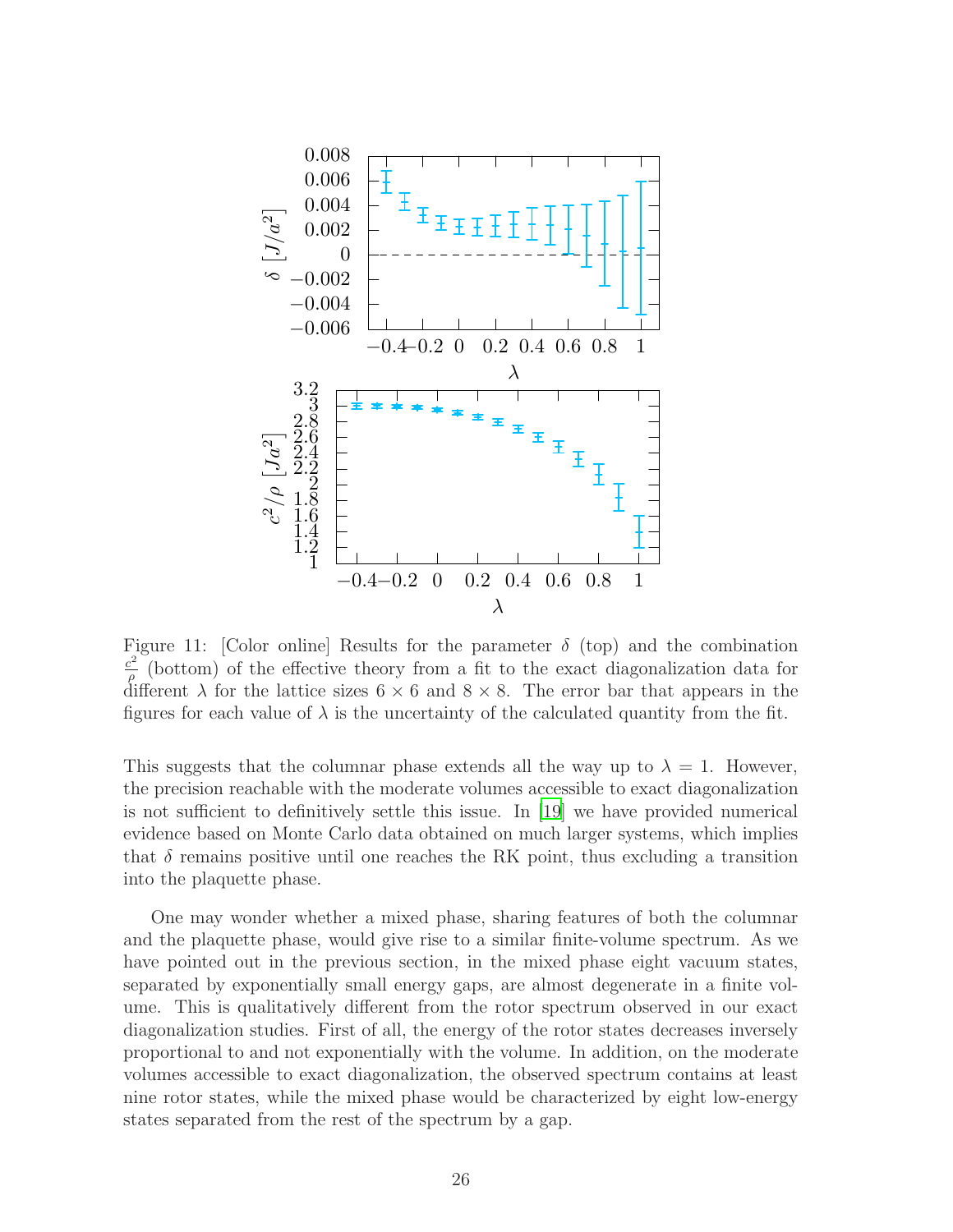Figure 11: [Color online] Results for the parameter $\delta$ (top) and the combination $\frac{c^2}{\rho}$ (bottom) of the effective theory from a fit to the exact diagonalization data for different $\lambda$ for the lattice sizes $6 \times 6$ and $8 \times 8$. The error bar that appears in the figures for each value of $\lambda$ is the uncertainty of the calculated quantity from the fit.

This suggests that the columnar phase extends all the way up to $\lambda = 1$. However, the precision reachable with the moderate volumes accessible to exact diagonalization is not sufficient to definitively settle this issue. In [19] we have provided numerical evidence based on Monte Carlo data obtained on much larger systems, which implies that $\delta$ remains positive until one reaches the RK point, thus excluding a transition into the plaquette phase.

One may wonder whether a mixed phase, sharing features of both the columnar and the plaquette phase, would give rise to a similar finite-volume spectrum. As we have pointed out in the previous section, in the mixed phase eight vacuum states, separated by exponentially small energy gaps, are almost degenerate in a finite volume. This is qualitatively different from the rotor spectrum observed in our exact diagonalization studies. First of all, the energy of the rotor states decreases inversely proportional to and not exponentially with the volume. In addition, on the moderate volumes accessible to exact diagonalization, the observed spectrum contains at least nine rotor states, while the mixed phase would be characterized by eight low-energy states separated from the rest of the spectrum by a gap.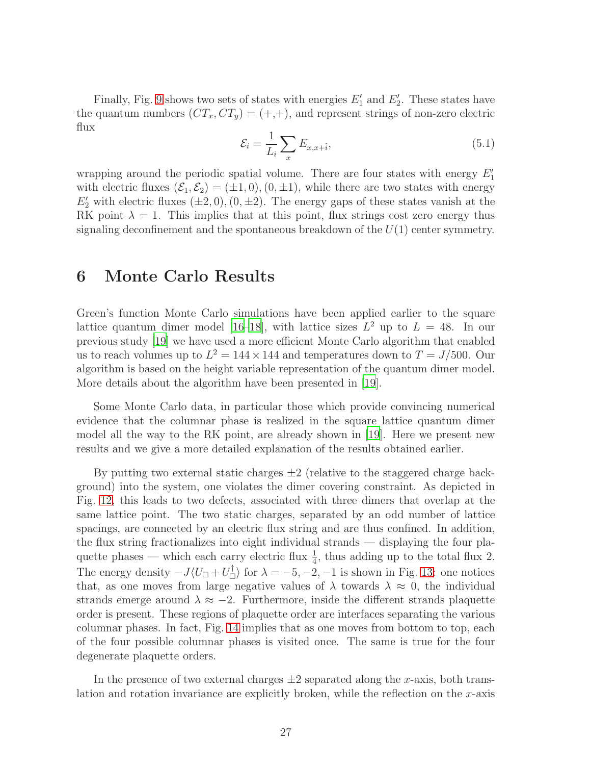Finally, Fig. 9 shows two sets of states with energies $E_1'$ and $E_2'$. These states have the quantum numbers $(CT_x, CT_y) = (+,+)$, and represent strings of non-zero electric flux

$$\mathcal{E}_i = \frac{1}{L_i} \sum_x E_{x,x+\hat{i}}, \tag{5.1}$$

wrapping around the periodic spatial volume. There are four states with energy $E_1'$ with electric fluxes $(\mathcal{E}_1, \mathcal{E}_2) = (\pm 1, 0), (0, \pm 1)$, while there are two states with energy $E_2'$ with electric fluxes $(\pm 2, 0), (0, \pm 2)$. The energy gaps of these states vanish at the RK point $\lambda = 1$. This implies that at this point, flux strings cost zero energy thus signaling deconfinement and the spontaneous breakdown of the $U(1)$ center symmetry.

# 6 Monte Carlo Results

Green's function Monte Carlo simulations have been applied earlier to the square lattice quantum dimer model [16–18], with lattice sizes $L^2$ up to $L = 48$. In our previous study [19] we have used a more efficient Monte Carlo algorithm that enabled us to reach volumes up to $L^2 = 144 \times 144$ and temperatures down to $T = J/500$. Our algorithm is based on the height variable representation of the quantum dimer model. More details about the algorithm have been presented in [19].

Some Monte Carlo data, in particular those which provide convincing numerical evidence that the columnar phase is realized in the square lattice quantum dimer model all the way to the RK point, are already shown in [19]. Here we present new results and we give a more detailed explanation of the results obtained earlier.

By putting two external static charges $\pm 2$ (relative to the staggered charge background) into the system, one violates the dimer covering constraint. As depicted in Fig. 12, this leads to two defects, associated with three dimers that overlap at the same lattice point. The two static charges, separated by an odd number of lattice spacings, are connected by an electric flux string and are thus confined. In addition, the flux string fractionalizes into eight individual strands — displaying the four plaquette phases — which each carry electric flux $\frac{1}{4}$, thus adding up to the total flux 2. The energy density $-J\langle U_\square + U_\square^\dagger \rangle$ for $\lambda = -5, -2, -1$ is shown in Fig. 13; one notices that, as one moves from large negative values of $\lambda$ towards $\lambda \approx 0$, the individual strands emerge around $\lambda \approx -2$. Furthermore, inside the different strands plaquette order is present. These regions of plaquette order are interfaces separating the various columnar phases. In fact, Fig. 14 implies that as one moves from bottom to top, each of the four possible columnar phases is visited once. The same is true for the four degenerate plaquette orders.

In the presence of two external charges $\pm 2$ separated along the $x$-axis, both translation and rotation invariance are explicitly broken, while the reflection on the $x$-axis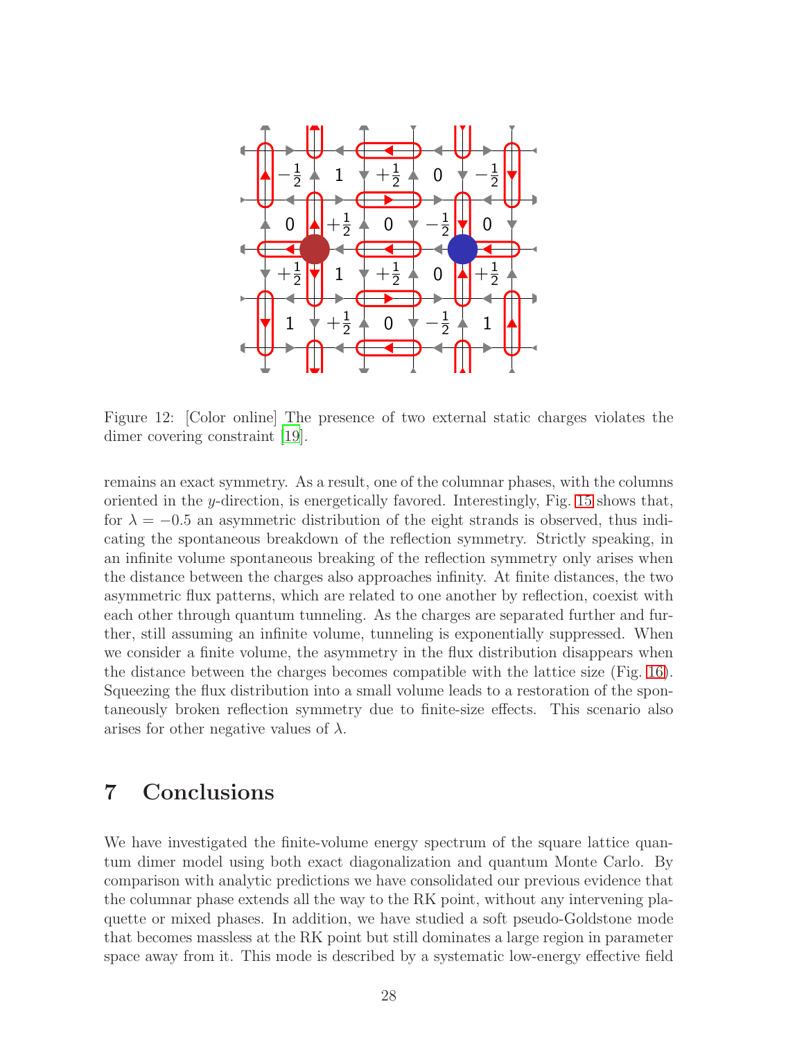Figure 12: [Color online] The presence of two external static charges violates the dimer covering constraint [19].

remains an exact symmetry. As a result, one of the columnar phases, with the columns oriented in the $y$-direction, is energetically favored. Interestingly, Fig. 15 shows that, for $\lambda = -0.5$ an asymmetric distribution of the eight strands is observed, thus indicating the spontaneous breakdown of the reflection symmetry. Strictly speaking, in an infinite volume spontaneous breaking of the reflection symmetry only arises when the distance between the charges also approaches infinity. At finite distances, the two asymmetric flux patterns, which are related to one another by reflection, coexist with each other through quantum tunneling. As the charges are separated further and further, still assuming an infinite volume, tunneling is exponentially suppressed. When we consider a finite volume, the asymmetry in the flux distribution disappears when the distance between the charges becomes compatible with the lattice size (Fig. 16). Squeezing the flux distribution into a small volume leads to a restoration of the spontaneously broken reflection symmetry due to finite-size effects. This scenario also arises for other negative values of $\lambda$.

# 7 Conclusions

We have investigated the finite-volume energy spectrum of the square lattice quantum dimer model using both exact diagonalization and quantum Monte Carlo. By comparison with analytic predictions we have consolidated our previous evidence that the columnar phase extends all the way to the RK point, without any intervening plaquette or mixed phases. In addition, we have studied a soft pseudo-Goldstone mode that becomes massless at the RK point but still dominates a large region in parameter space away from it. This mode is described by a systematic low-energy effective field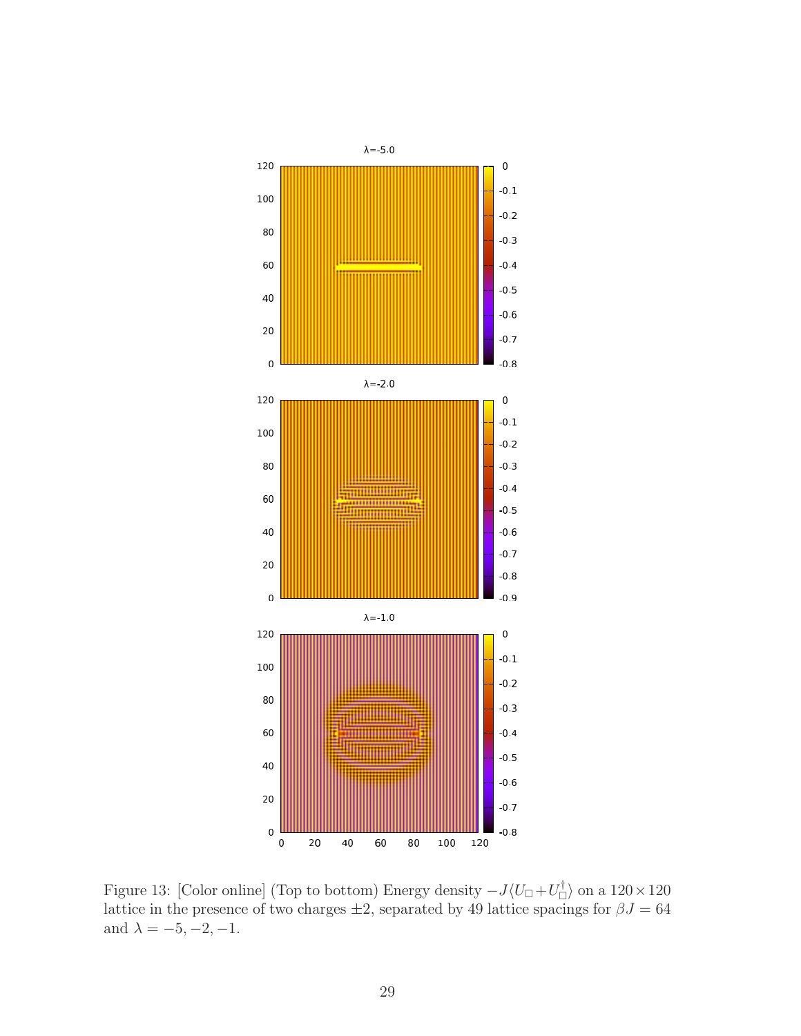Figure 13: [Color online] (Top to bottom) Energy density $-J\langle U_\square + U_\square^\dagger \rangle$ on a $120 \times 120$ lattice in the presence of two charges $\pm 2$, separated by 49 lattice spacings for $\beta J = 64$ and $\lambda = -5, -2, -1$.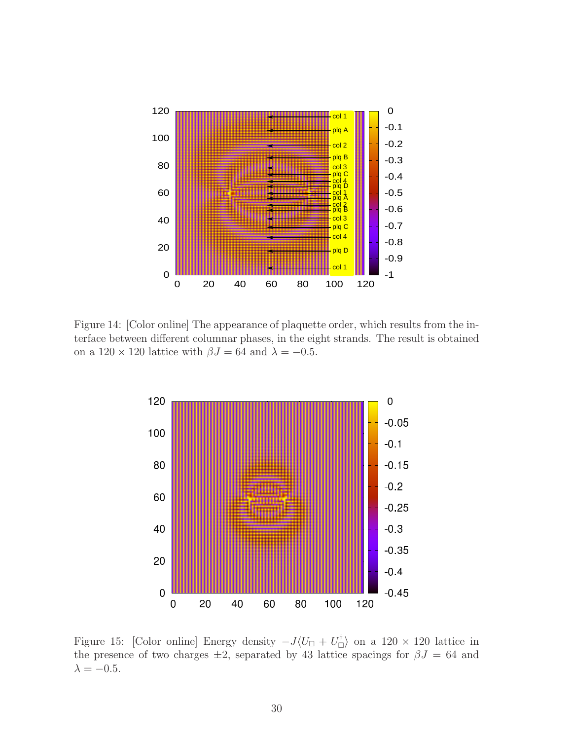Figure 14: [Color online] The appearance of plaquette order, which results from the interface between different columnar phases, in the eight strands. The result is obtained on a $120 \times 120$ lattice with $\beta J = 64$ and $\lambda = -0.5$.

Figure 15: [Color online] Energy density $-J\langle U_\square + U_\square^\dagger \rangle$ on a $120 \times 120$ lattice in the presence of two charges $\pm 2$, separated by 43 lattice spacings for $\beta J = 64$ and $\lambda = -0.5$.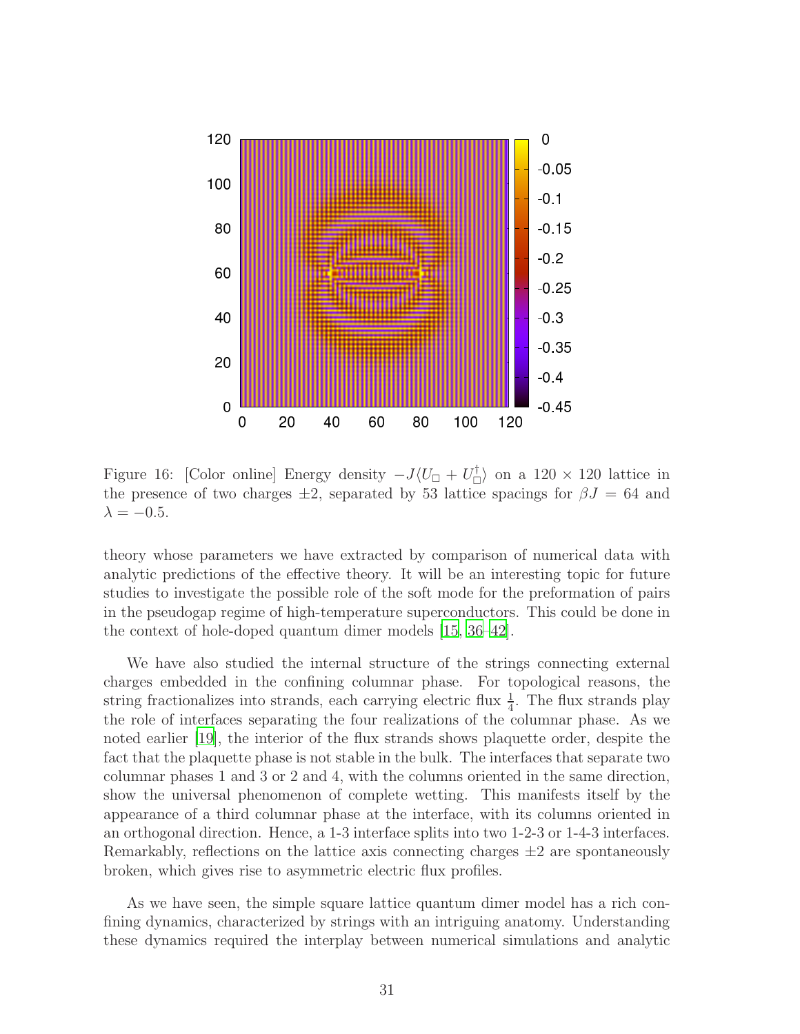Figure 16: [Color online] Energy density $-J\langle U_\square + U_\square^\dagger \rangle$ on a $120 \times 120$ lattice in the presence of two charges $\pm 2$, separated by 53 lattice spacings for $\beta J = 64$ and $\lambda = -0.5$.

theory whose parameters we have extracted by comparison of numerical data with analytic predictions of the effective theory. It will be an interesting topic for future studies to investigate the possible role of the soft mode for the preformation of pairs in the pseudogap regime of high-temperature superconductors. This could be done in the context of hole-doped quantum dimer models [15, 36–42].

We have also studied the internal structure of the strings connecting external charges embedded in the confining columnar phase. For topological reasons, the string fractionalizes into strands, each carrying electric flux $\frac{1}{4}$. The flux strands play the role of interfaces separating the four realizations of the columnar phase. As we noted earlier [19], the interior of the flux strands shows plaquette order, despite the fact that the plaquette phase is not stable in the bulk. The interfaces that separate two columnar phases 1 and 3 or 2 and 4, with the columns oriented in the same direction, show the universal phenomenon of complete wetting. This manifests itself by the appearance of a third columnar phase at the interface, with its columns oriented in an orthogonal direction. Hence, a 1-3 interface splits into two 1-2-3 or 1-4-3 interfaces. Remarkably, reflections on the lattice axis connecting charges $\pm 2$ are spontaneously broken, which gives rise to asymmetric electric flux profiles.

As we have seen, the simple square lattice quantum dimer model has a rich confining dynamics, characterized by strings with an intriguing anatomy. Understanding these dynamics required the interplay between numerical simulations and analytic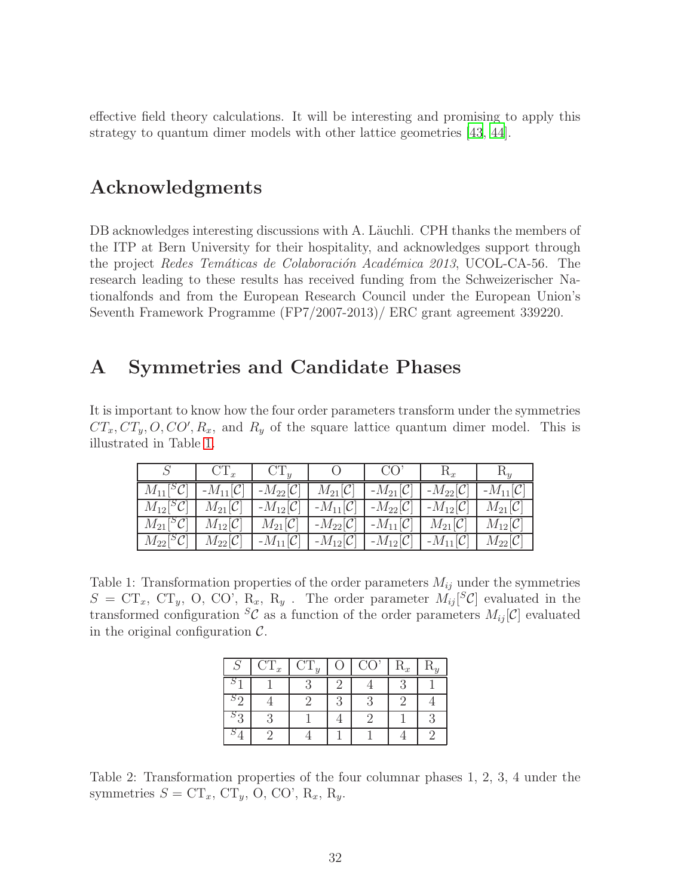effective field theory calculations. It will be interesting and promising to apply this strategy to quantum dimer models with other lattice geometries [43, 44].

## Acknowledgments

DB acknowledges interesting discussions with A. Läuchli. CPH thanks the members of the ITP at Bern University for their hospitality, and acknowledges support through the project *Redes Temáticas de Colaboración Académica 2013*, UCOL-CA-56. The research leading to these results has received funding from the Schweizerischer Nationalfonds and from the European Research Council under the European Union's Seventh Framework Programme (FP7/2007-2013)/ ERC grant agreement 339220.

# A Symmetries and Candidate Phases

It is important to know how the four order parameters transform under the symmetries $CT_x, CT_y, O, CO', R_x$, and $R_y$ of the square lattice quantum dimer model. This is illustrated in Table 1.

| $S$ | $\mathrm{CT}_x$ | $\mathrm{CT}_y$ | O | CO' | $\mathrm{R}_x$ | $\mathrm{R}_y$ |
|---|---|---|---|---|---|---|
| $M_{11}[^S\mathcal{C}]$ | $-M_{11}[\mathcal{C}]$ | $-M_{22}[\mathcal{C}]$ | $M_{21}[\mathcal{C}]$ | $-M_{21}[\mathcal{C}]$ | $-M_{22}[\mathcal{C}]$ | $-M_{11}[\mathcal{C}]$ |
| $M_{12}[^S\mathcal{C}]$ | $M_{21}[\mathcal{C}]$ | $-M_{12}[\mathcal{C}]$ | $-M_{11}[\mathcal{C}]$ | $-M_{22}[\mathcal{C}]$ | $-M_{12}[\mathcal{C}]$ | $M_{21}[\mathcal{C}]$ |
| $M_{21}[^S\mathcal{C}]$ | $M_{12}[\mathcal{C}]$ | $M_{21}[\mathcal{C}]$ | $-M_{22}[\mathcal{C}]$ | $-M_{11}[\mathcal{C}]$ | $M_{21}[\mathcal{C}]$ | $M_{12}[\mathcal{C}]$ |
| $M_{22}[^S\mathcal{C}]$ | $M_{22}[\mathcal{C}]$ | $-M_{11}[\mathcal{C}]$ | $-M_{12}[\mathcal{C}]$ | $-M_{12}[\mathcal{C}]$ | $-M_{11}[\mathcal{C}]$ | $M_{22}[\mathcal{C}]$ |

Table 1: Transformation properties of the order parameters $M_{ij}$ under the symmetries $S = \mathrm{CT}_x$, $\mathrm{CT}_y$, O, CO', $\mathrm{R}_x$, $\mathrm{R}_y$ . The order parameter $M_{ij}[^S\mathcal{C}]$ evaluated in the transformed configuration $^S\mathcal{C}$ as a function of the order parameters $M_{ij}[\mathcal{C}]$ evaluated in the original configuration $\mathcal{C}$.

| $S$ | $\mathrm{CT}_x$ | $\mathrm{CT}_y$ | O | CO' | $\mathrm{R}_x$ | $\mathrm{R}_y$ |
|---|---|---|---|---|---|---|
| $^S1$ | 1 | 3 | 2 | 4 | 3 | 1 |
| $^S2$ | 4 | 2 | 3 | 3 | 2 | 4 |
| $^S3$ | 3 | 1 | 4 | 2 | 1 | 3 |
| $^S4$ | 2 | 4 | 1 | 1 | 4 | 2 |

Table 2: Transformation properties of the four columnar phases 1, 2, 3, 4 under the symmetries $S = \mathrm{CT}_x$, $\mathrm{CT}_y$, O, CO', $\mathrm{R}_x$, $\mathrm{R}_y$.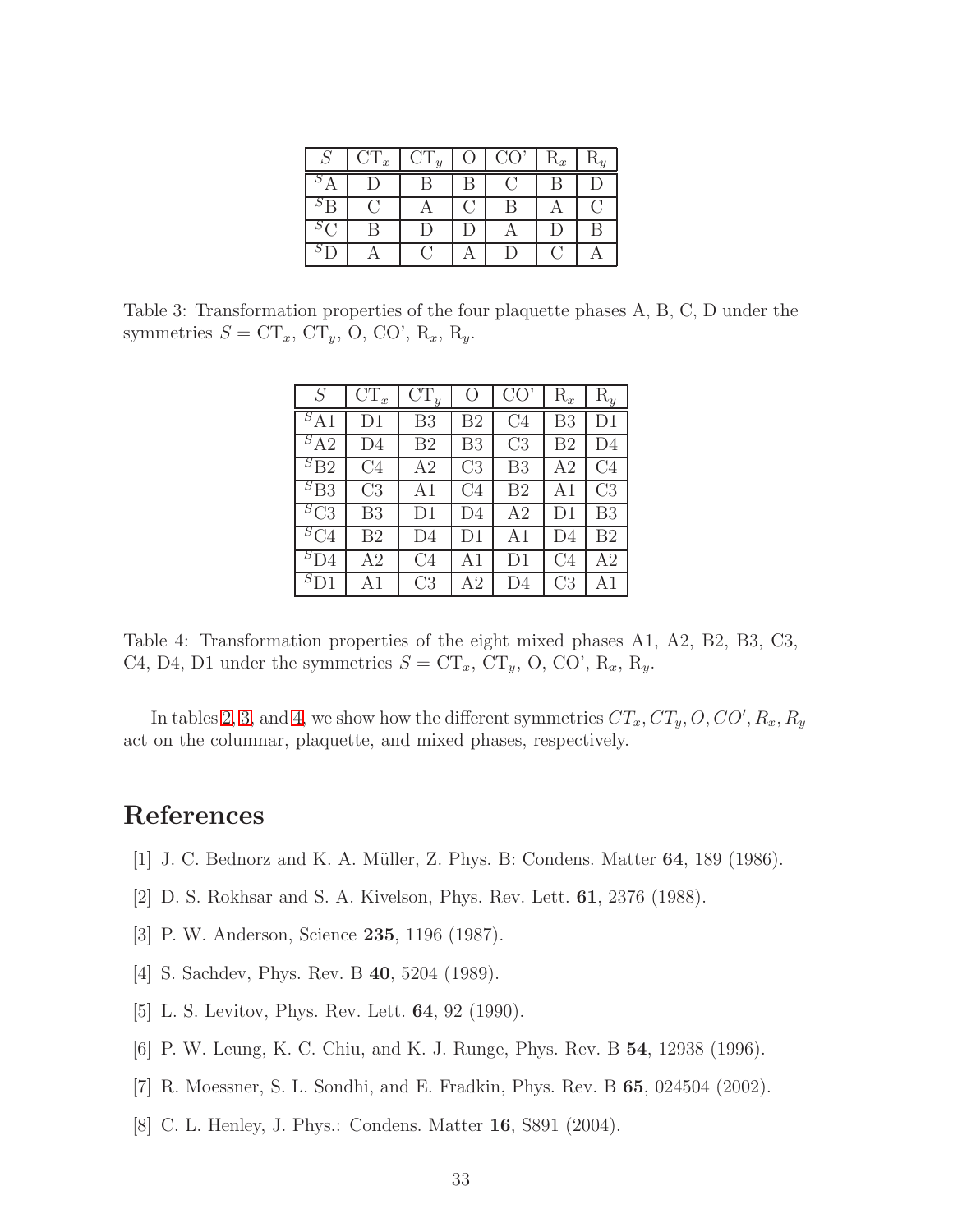| $S$ | $\mathrm{CT}_x$ | $\mathrm{CT}_y$ | O | CO' | $\mathrm{R}_x$ | $\mathrm{R}_y$ |
|---|---|---|---|---|---|---|
| $^S$A | D | B | B | C | B | D |
| $^S$B | C | A | C | B | A | C |
| $^S$C | B | D | D | A | D | B |
| $^S$D | A | C | A | D | C | A |

Table 3: Transformation properties of the four plaquette phases A, B, C, D under the symmetries $S = \mathrm{CT}_x$, $\mathrm{CT}_y$, O, CO', $\mathrm{R}_x$, $\mathrm{R}_y$.

| $S$ | $\mathrm{CT}_x$ | $\mathrm{CT}_y$ | O | CO' | $\mathrm{R}_x$ | $\mathrm{R}_y$ |
|---|---|---|---|---|---|---|
| $^S$A1 | D1 | B3 | B2 | C4 | B3 | D1 |
| $^S$A2 | D4 | B2 | B3 | C3 | B2 | D4 |
| $^S$B2 | C4 | A2 | C3 | B3 | A2 | C4 |
| $^S$B3 | C3 | A1 | C4 | B2 | A1 | C3 |
| $^S$C3 | B3 | D1 | D4 | A2 | D1 | B3 |
| $^S$C4 | B2 | D4 | D1 | A1 | D4 | B2 |
| $^S$D4 | A2 | C4 | A1 | D1 | C4 | A2 |
| $^S$D1 | A1 | C3 | A2 | D4 | C3 | A1 |

Table 4: Transformation properties of the eight mixed phases A1, A2, B2, B3, C3, C4, D4, D1 under the symmetries $S = \mathrm{CT}_x$, $\mathrm{CT}_y$, O, CO', $\mathrm{R}_x$, $\mathrm{R}_y$.

In tables 2, 3, and 4, we show how the different symmetries $CT_x, CT_y, O, CO', R_x, R_y$ act on the columnar, plaquette, and mixed phases, respectively.

# References

[1] J. C. Bednorz and K. A. Müller, Z. Phys. B: Condens. Matter **64**, 189 (1986).

[2] D. S. Rokhsar and S. A. Kivelson, Phys. Rev. Lett. **61**, 2376 (1988).

[3] P. W. Anderson, Science **235**, 1196 (1987).

[4] S. Sachdev, Phys. Rev. B **40**, 5204 (1989).

[5] L. S. Levitov, Phys. Rev. Lett. **64**, 92 (1990).

[6] P. W. Leung, K. C. Chiu, and K. J. Runge, Phys. Rev. B **54**, 12938 (1996).

[7] R. Moessner, S. L. Sondhi, and E. Fradkin, Phys. Rev. B **65**, 024504 (2002).

[8] C. L. Henley, J. Phys.: Condens. Matter **16**, S891 (2004).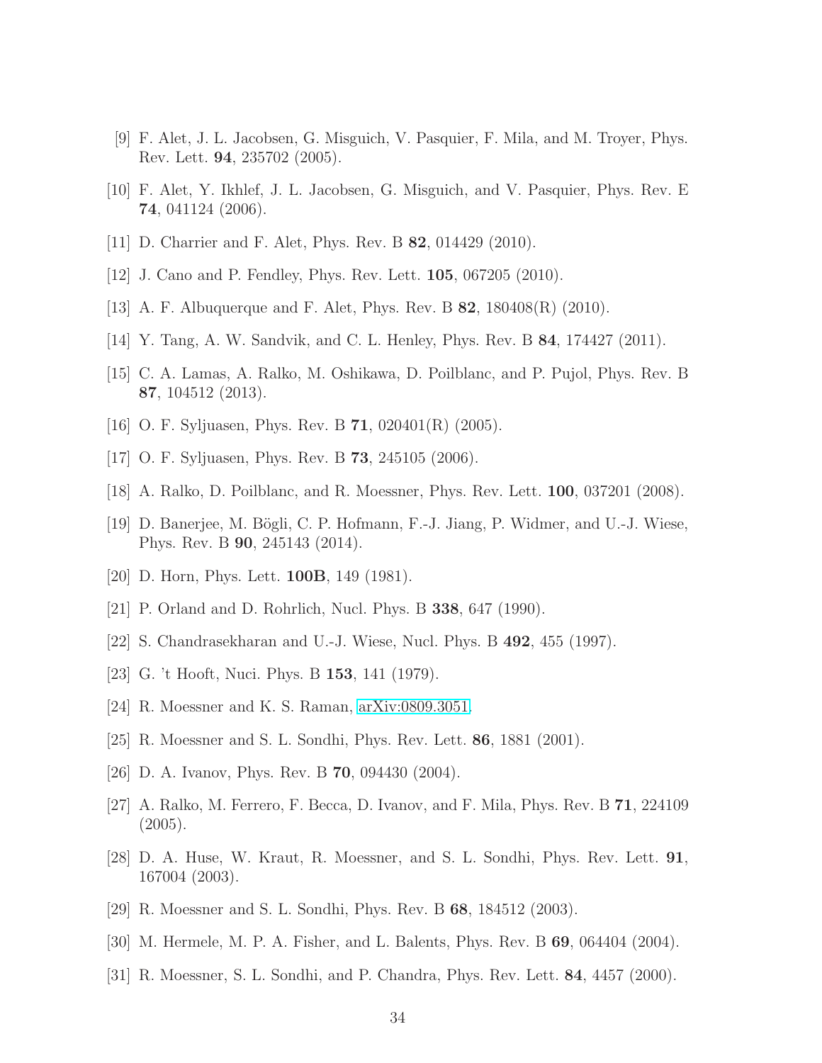[9] F. Alet, J. L. Jacobsen, G. Misguich, V. Pasquier, F. Mila, and M. Troyer, Phys. Rev. Lett. **94**, 235702 (2005).

[10] F. Alet, Y. Ikhlef, J. L. Jacobsen, G. Misguich, and V. Pasquier, Phys. Rev. E **74**, 041124 (2006).

[11] D. Charrier and F. Alet, Phys. Rev. B **82**, 014429 (2010).

[12] J. Cano and P. Fendley, Phys. Rev. Lett. **105**, 067205 (2010).

[13] A. F. Albuquerque and F. Alet, Phys. Rev. B **82**, 180408(R) (2010).

[14] Y. Tang, A. W. Sandvik, and C. L. Henley, Phys. Rev. B **84**, 174427 (2011).

[15] C. A. Lamas, A. Ralko, M. Oshikawa, D. Poilblanc, and P. Pujol, Phys. Rev. B **87**, 104512 (2013).

[16] O. F. Syljuasen, Phys. Rev. B **71**, 020401(R) (2005).

[17] O. F. Syljuasen, Phys. Rev. B **73**, 245105 (2006).

[18] A. Ralko, D. Poilblanc, and R. Moessner, Phys. Rev. Lett. **100**, 037201 (2008).

[19] D. Banerjee, M. Bögli, C. P. Hofmann, F.-J. Jiang, P. Widmer, and U.-J. Wiese, Phys. Rev. B **90**, 245143 (2014).

[20] D. Horn, Phys. Lett. **100B**, 149 (1981).

[21] P. Orland and D. Rohrlich, Nucl. Phys. B **338**, 647 (1990).

[22] S. Chandrasekharan and U.-J. Wiese, Nucl. Phys. B **492**, 455 (1997).

[23] G. 't Hooft, Nuci. Phys. B **153**, 141 (1979).

[24] R. Moessner and K. S. Raman, arXiv:0809.3051.

[25] R. Moessner and S. L. Sondhi, Phys. Rev. Lett. **86**, 1881 (2001).

[26] D. A. Ivanov, Phys. Rev. B **70**, 094430 (2004).

[27] A. Ralko, M. Ferrero, F. Becca, D. Ivanov, and F. Mila, Phys. Rev. B **71**, 224109 (2005).

[28] D. A. Huse, W. Kraut, R. Moessner, and S. L. Sondhi, Phys. Rev. Lett. **91**, 167004 (2003).

[29] R. Moessner and S. L. Sondhi, Phys. Rev. B **68**, 184512 (2003).

[30] M. Hermele, M. P. A. Fisher, and L. Balents, Phys. Rev. B **69**, 064404 (2004).

[31] R. Moessner, S. L. Sondhi, and P. Chandra, Phys. Rev. Lett. **84**, 4457 (2000).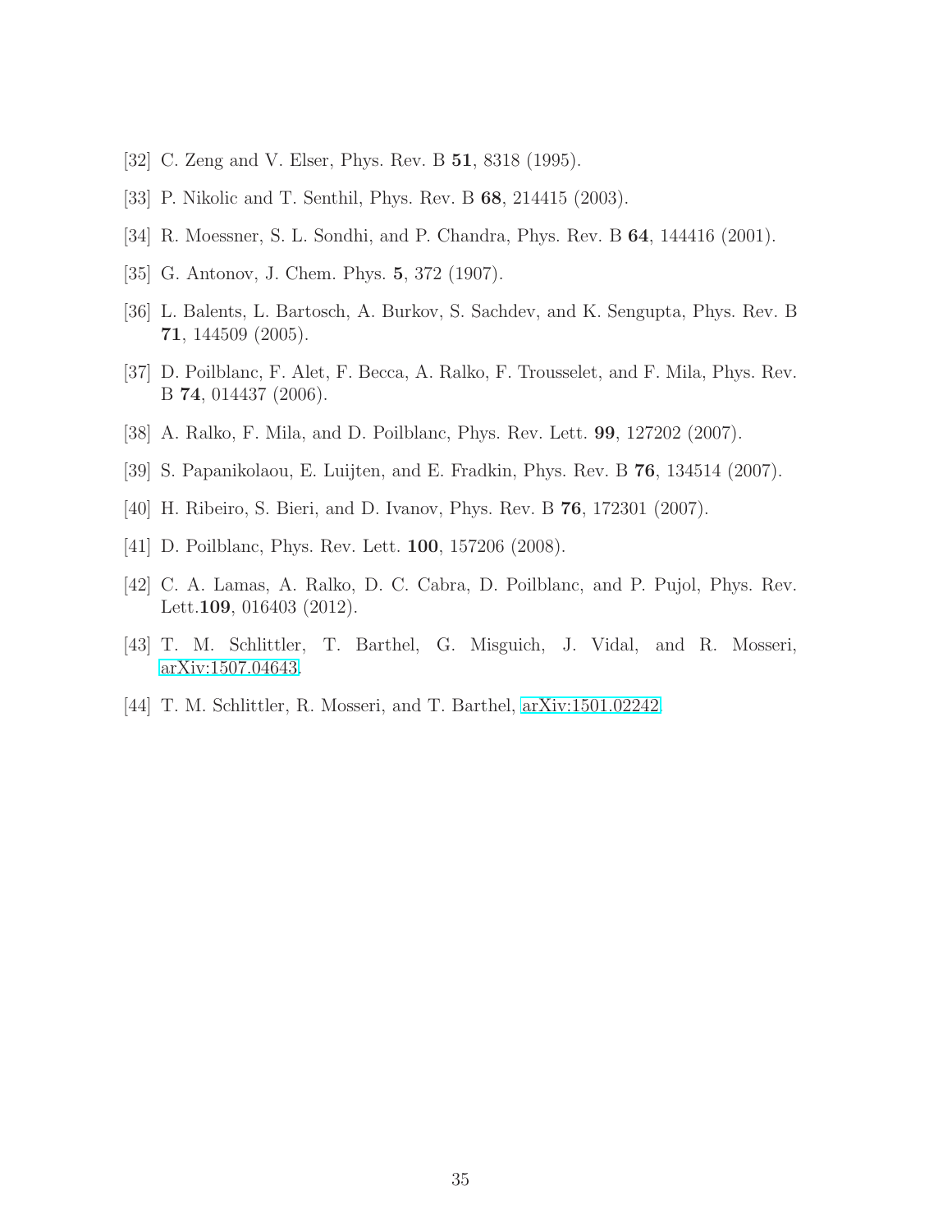[32] C. Zeng and V. Elser, Phys. Rev. B **51**, 8318 (1995).

[33] P. Nikolic and T. Senthil, Phys. Rev. B **68**, 214415 (2003).

[34] R. Moessner, S. L. Sondhi, and P. Chandra, Phys. Rev. B **64**, 144416 (2001).

[35] G. Antonov, J. Chem. Phys. **5**, 372 (1907).

[36] L. Balents, L. Bartosch, A. Burkov, S. Sachdev, and K. Sengupta, Phys. Rev. B **71**, 144509 (2005).

[37] D. Poilblanc, F. Alet, F. Becca, A. Ralko, F. Trousselet, and F. Mila, Phys. Rev. B **74**, 014437 (2006).

[38] A. Ralko, F. Mila, and D. Poilblanc, Phys. Rev. Lett. **99**, 127202 (2007).

[39] S. Papanikolaou, E. Luijten, and E. Fradkin, Phys. Rev. B **76**, 134514 (2007).

[40] H. Ribeiro, S. Bieri, and D. Ivanov, Phys. Rev. B **76**, 172301 (2007).

[41] D. Poilblanc, Phys. Rev. Lett. **100**, 157206 (2008).

[42] C. A. Lamas, A. Ralko, D. C. Cabra, D. Poilblanc, and P. Pujol, Phys. Rev. Lett.**109**, 016403 (2012).

[43] T. M. Schlittler, T. Barthel, G. Misguich, J. Vidal, and R. Mosseri, arXiv:1507.04643.

[44] T. M. Schlittler, R. Mosseri, and T. Barthel, arXiv:1501.02242.